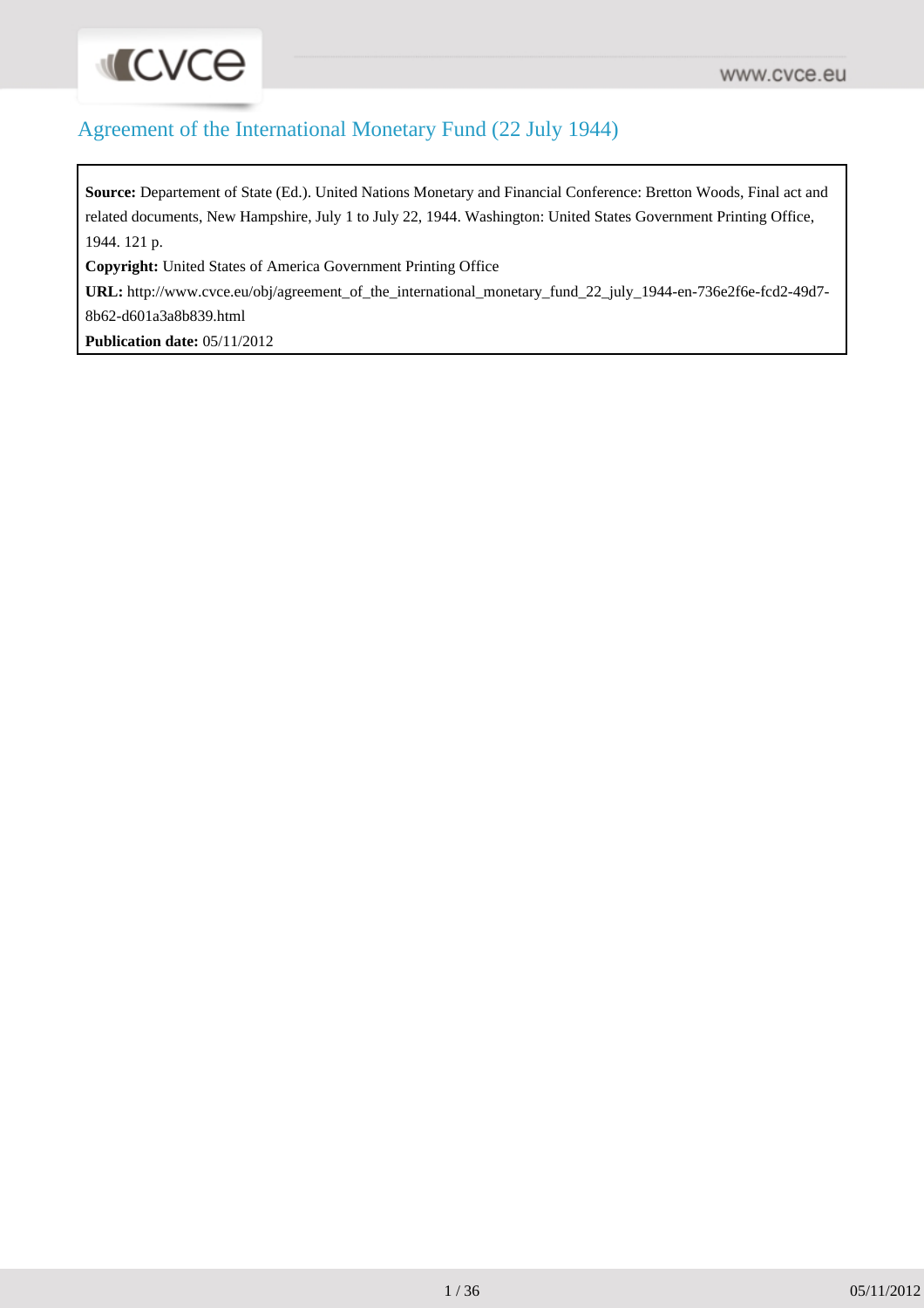# Agreement of the International Monetary Fund (22 July 1944)

**Source:** Departement of State (Ed.). United Nations Monetary and Financial Conference: Bretton Woods, Final act and related documents, New Hampshire, July 1 to July 22, 1944. Washington: United States Government Printing Office, 1944. 121 p.

**Copyright:** United States of America Government Printing Office

**URL:** http://www.cvce.eu/obj/agreement_of_the_international_monetary_fund_22_july_1944-en-736e2f6e-fcd2-49d7-8b62-d601a3a8b839.html

**Publication date:** 05/11/2012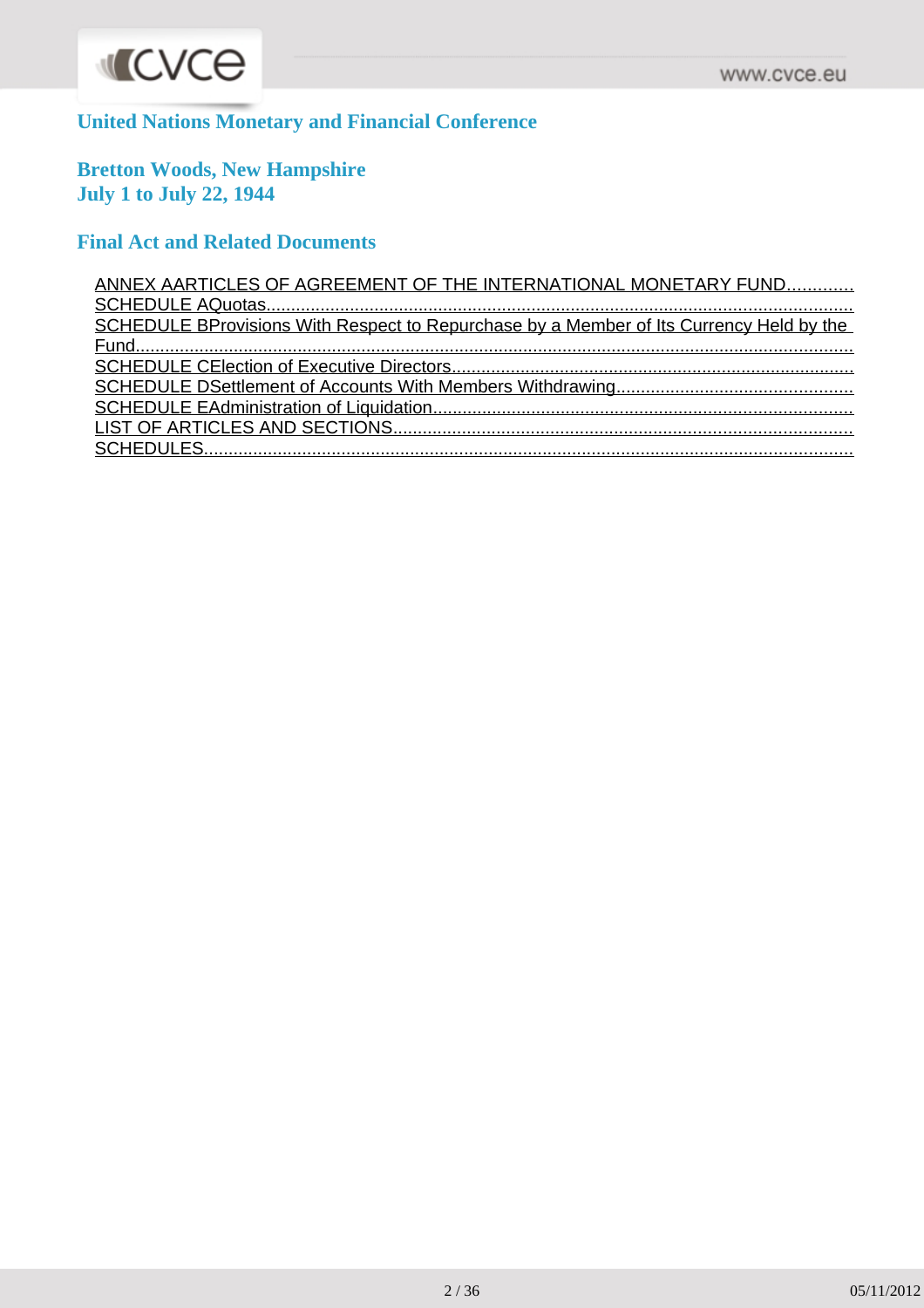# United Nations Monetary and Financial Conference

## Bretton Woods, New Hampshire
## July 1 to July 22, 1944

## Final Act and Related Documents

ANNEX AARTICLES OF AGREEMENT OF THE INTERNATIONAL MONETARY FUND.............
SCHEDULE AQuotas.......................................................................................................
SCHEDULE BProvisions With Respect to Repurchase by a Member of Its Currency Held by the Fund..................................................................................................................................
SCHEDULE CElection of Executive Directors...................................................................
SCHEDULE DSettlement of Accounts With Members Withdrawing.................................................
SCHEDULE EAdministration of Liquidation......................................................................
LIST OF ARTICLES AND SECTIONS..............................................................................
SCHEDULES....................................................................................................................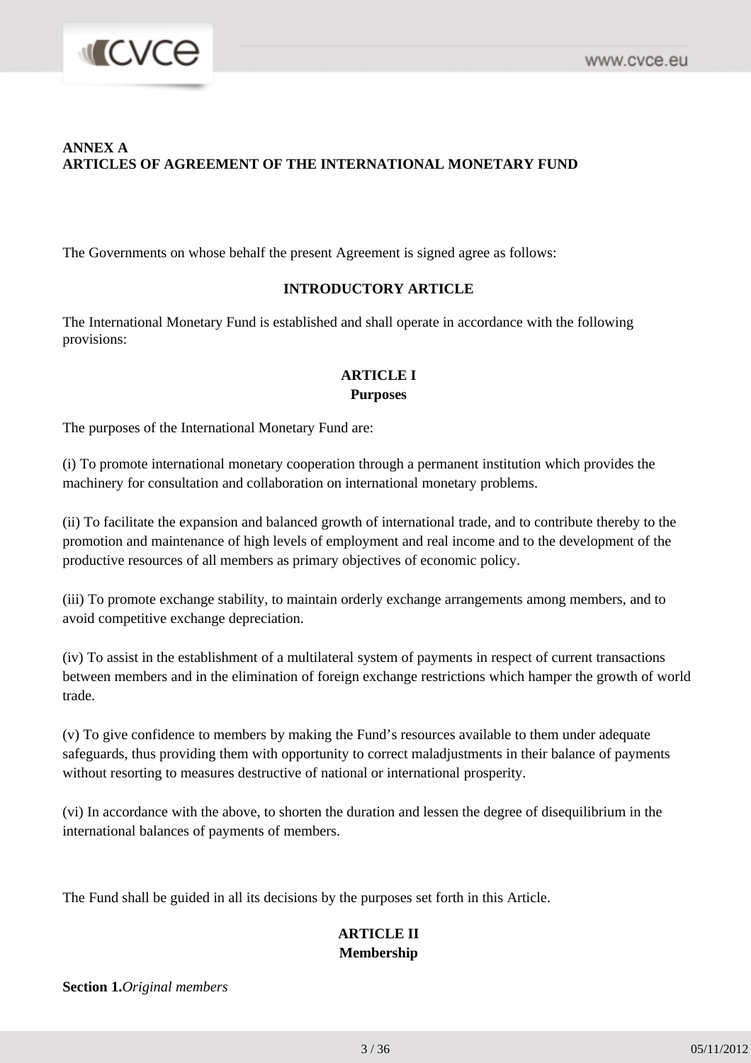# ANNEX A
# ARTICLES OF AGREEMENT OF THE INTERNATIONAL MONETARY FUND

The Governments on whose behalf the present Agreement is signed agree as follows:

## INTRODUCTORY ARTICLE

The International Monetary Fund is established and shall operate in accordance with the following provisions:

## ARTICLE I
## Purposes

The purposes of the International Monetary Fund are:

(i) To promote international monetary cooperation through a permanent institution which provides the machinery for consultation and collaboration on international monetary problems.

(ii) To facilitate the expansion and balanced growth of international trade, and to contribute thereby to the promotion and maintenance of high levels of employment and real income and to the development of the productive resources of all members as primary objectives of economic policy.

(iii) To promote exchange stability, to maintain orderly exchange arrangements among members, and to avoid competitive exchange depreciation.

(iv) To assist in the establishment of a multilateral system of payments in respect of current transactions between members and in the elimination of foreign exchange restrictions which hamper the growth of world trade.

(v) To give confidence to members by making the Fund's resources available to them under adequate safeguards, thus providing them with opportunity to correct maladjustments in their balance of payments without resorting to measures destructive of national or international prosperity.

(vi) In accordance with the above, to shorten the duration and lessen the degree of disequilibrium in the international balances of payments of members.

The Fund shall be guided in all its decisions by the purposes set forth in this Article.

## ARTICLE II
## Membership

**Section 1.** *Original members*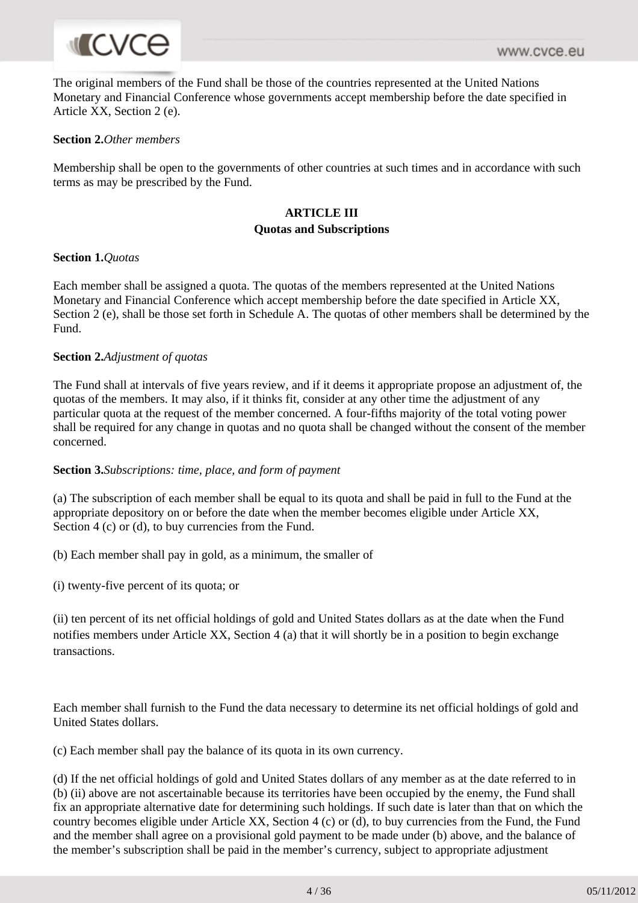The original members of the Fund shall be those of the countries represented at the United Nations Monetary and Financial Conference whose governments accept membership before the date specified in Article XX, Section 2 (e).

**Section 2.***Other members*

Membership shall be open to the governments of other countries at such times and in accordance with such terms as may be prescribed by the Fund.

## ARTICLE III
## Quotas and Subscriptions

**Section 1.***Quotas*

Each member shall be assigned a quota. The quotas of the members represented at the United Nations Monetary and Financial Conference which accept membership before the date specified in Article XX, Section 2 (e), shall be those set forth in Schedule A. The quotas of other members shall be determined by the Fund.

**Section 2.***Adjustment of quotas*

The Fund shall at intervals of five years review, and if it deems it appropriate propose an adjustment of, the quotas of the members. It may also, if it thinks fit, consider at any other time the adjustment of any particular quota at the request of the member concerned. A four-fifths majority of the total voting power shall be required for any change in quotas and no quota shall be changed without the consent of the member concerned.

**Section 3.***Subscriptions: time, place, and form of payment*

(a) The subscription of each member shall be equal to its quota and shall be paid in full to the Fund at the appropriate depository on or before the date when the member becomes eligible under Article XX, Section 4 (c) or (d), to buy currencies from the Fund.

(b) Each member shall pay in gold, as a minimum, the smaller of

(i) twenty-five percent of its quota; or

(ii) ten percent of its net official holdings of gold and United States dollars as at the date when the Fund notifies members under Article XX, Section 4 (a) that it will shortly be in a position to begin exchange transactions.

Each member shall furnish to the Fund the data necessary to determine its net official holdings of gold and United States dollars.

(c) Each member shall pay the balance of its quota in its own currency.

(d) If the net official holdings of gold and United States dollars of any member as at the date referred to in (b) (ii) above are not ascertainable because its territories have been occupied by the enemy, the Fund shall fix an appropriate alternative date for determining such holdings. If such date is later than that on which the country becomes eligible under Article XX, Section 4 (c) or (d), to buy currencies from the Fund, the Fund and the member shall agree on a provisional gold payment to be made under (b) above, and the balance of the member's subscription shall be paid in the member's currency, subject to appropriate adjustment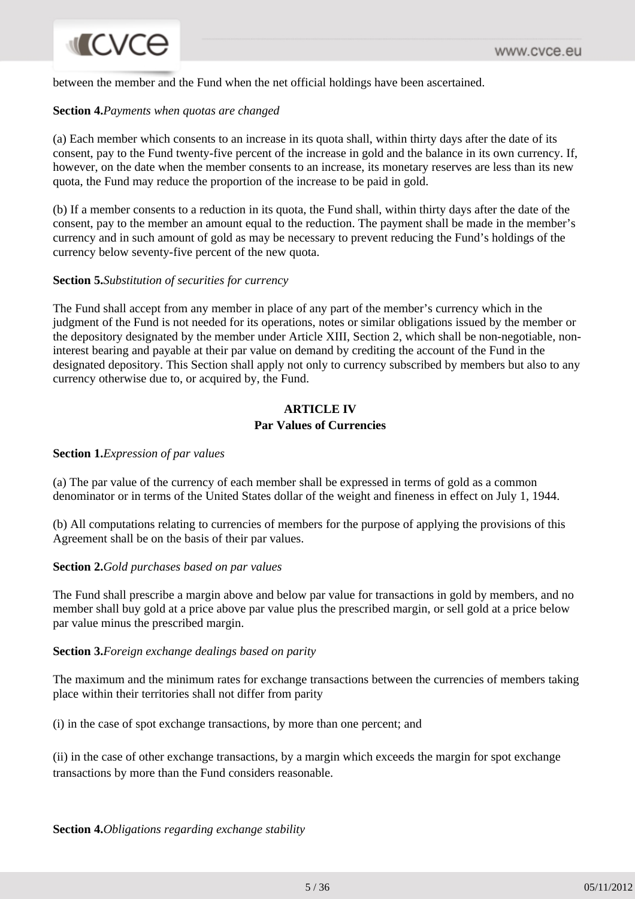between the member and the Fund when the net official holdings have been ascertained.

**Section 4.** *Payments when quotas are changed*

(a) Each member which consents to an increase in its quota shall, within thirty days after the date of its consent, pay to the Fund twenty-five percent of the increase in gold and the balance in its own currency. If, however, on the date when the member consents to an increase, its monetary reserves are less than its new quota, the Fund may reduce the proportion of the increase to be paid in gold.

(b) If a member consents to a reduction in its quota, the Fund shall, within thirty days after the date of the consent, pay to the member an amount equal to the reduction. The payment shall be made in the member's currency and in such amount of gold as may be necessary to prevent reducing the Fund's holdings of the currency below seventy-five percent of the new quota.

**Section 5.** *Substitution of securities for currency*

The Fund shall accept from any member in place of any part of the member's currency which in the judgment of the Fund is not needed for its operations, notes or similar obligations issued by the member or the depository designated by the member under Article XIII, Section 2, which shall be non-negotiable, non-interest bearing and payable at their par value on demand by crediting the account of the Fund in the designated depository. This Section shall apply not only to currency subscribed by members but also to any currency otherwise due to, or acquired by, the Fund.

## ARTICLE IV
## Par Values of Currencies

**Section 1.** *Expression of par values*

(a) The par value of the currency of each member shall be expressed in terms of gold as a common denominator or in terms of the United States dollar of the weight and fineness in effect on July 1, 1944.

(b) All computations relating to currencies of members for the purpose of applying the provisions of this Agreement shall be on the basis of their par values.

**Section 2.** *Gold purchases based on par values*

The Fund shall prescribe a margin above and below par value for transactions in gold by members, and no member shall buy gold at a price above par value plus the prescribed margin, or sell gold at a price below par value minus the prescribed margin.

**Section 3.** *Foreign exchange dealings based on parity*

The maximum and the minimum rates for exchange transactions between the currencies of members taking place within their territories shall not differ from parity

(i) in the case of spot exchange transactions, by more than one percent; and

(ii) in the case of other exchange transactions, by a margin which exceeds the margin for spot exchange transactions by more than the Fund considers reasonable.

**Section 4.** *Obligations regarding exchange stability*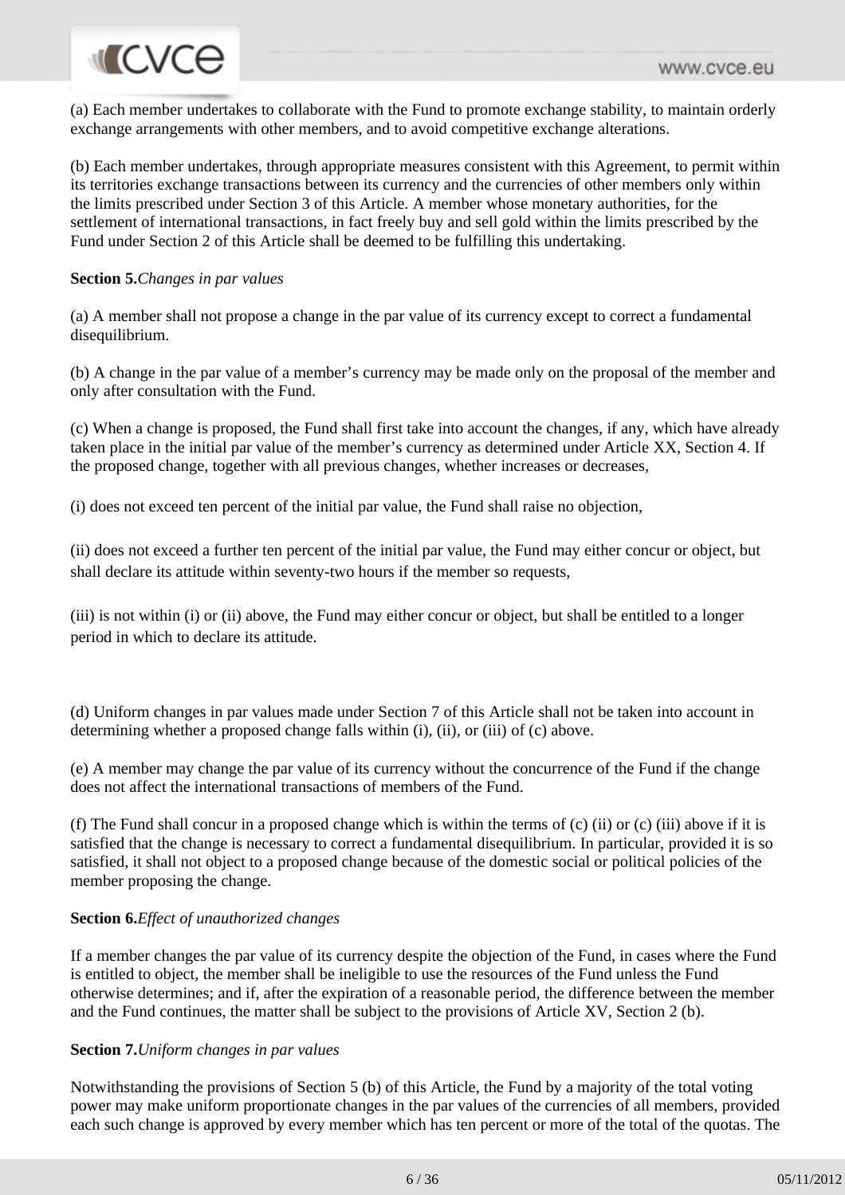(a) Each member undertakes to collaborate with the Fund to promote exchange stability, to maintain orderly exchange arrangements with other members, and to avoid competitive exchange alterations.

(b) Each member undertakes, through appropriate measures consistent with this Agreement, to permit within its territories exchange transactions between its currency and the currencies of other members only within the limits prescribed under Section 3 of this Article. A member whose monetary authorities, for the settlement of international transactions, in fact freely buy and sell gold within the limits prescribed by the Fund under Section 2 of this Article shall be deemed to be fulfilling this undertaking.

**Section 5.** *Changes in par values*

(a) A member shall not propose a change in the par value of its currency except to correct a fundamental disequilibrium.

(b) A change in the par value of a member's currency may be made only on the proposal of the member and only after consultation with the Fund.

(c) When a change is proposed, the Fund shall first take into account the changes, if any, which have already taken place in the initial par value of the member's currency as determined under Article XX, Section 4. If the proposed change, together with all previous changes, whether increases or decreases,

(i) does not exceed ten percent of the initial par value, the Fund shall raise no objection,

(ii) does not exceed a further ten percent of the initial par value, the Fund may either concur or object, but shall declare its attitude within seventy-two hours if the member so requests,

(iii) is not within (i) or (ii) above, the Fund may either concur or object, but shall be entitled to a longer period in which to declare its attitude.

(d) Uniform changes in par values made under Section 7 of this Article shall not be taken into account in determining whether a proposed change falls within (i), (ii), or (iii) of (c) above.

(e) A member may change the par value of its currency without the concurrence of the Fund if the change does not affect the international transactions of members of the Fund.

(f) The Fund shall concur in a proposed change which is within the terms of (c) (ii) or (c) (iii) above if it is satisfied that the change is necessary to correct a fundamental disequilibrium. In particular, provided it is so satisfied, it shall not object to a proposed change because of the domestic social or political policies of the member proposing the change.

**Section 6.** *Effect of unauthorized changes*

If a member changes the par value of its currency despite the objection of the Fund, in cases where the Fund is entitled to object, the member shall be ineligible to use the resources of the Fund unless the Fund otherwise determines; and if, after the expiration of a reasonable period, the difference between the member and the Fund continues, the matter shall be subject to the provisions of Article XV, Section 2 (b).

**Section 7.** *Uniform changes in par values*

Notwithstanding the provisions of Section 5 (b) of this Article, the Fund by a majority of the total voting power may make uniform proportionate changes in the par values of the currencies of all members, provided each such change is approved by every member which has ten percent or more of the total of the quotas. The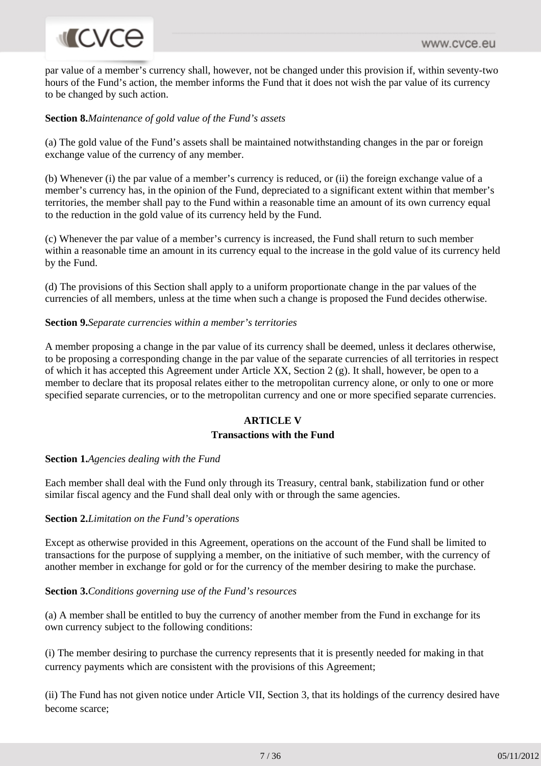par value of a member's currency shall, however, not be changed under this provision if, within seventy-two hours of the Fund's action, the member informs the Fund that it does not wish the par value of its currency to be changed by such action.

**Section 8.** *Maintenance of gold value of the Fund's assets*

(a) The gold value of the Fund's assets shall be maintained notwithstanding changes in the par or foreign exchange value of the currency of any member.

(b) Whenever (i) the par value of a member's currency is reduced, or (ii) the foreign exchange value of a member's currency has, in the opinion of the Fund, depreciated to a significant extent within that member's territories, the member shall pay to the Fund within a reasonable time an amount of its own currency equal to the reduction in the gold value of its currency held by the Fund.

(c) Whenever the par value of a member's currency is increased, the Fund shall return to such member within a reasonable time an amount in its currency equal to the increase in the gold value of its currency held by the Fund.

(d) The provisions of this Section shall apply to a uniform proportionate change in the par values of the currencies of all members, unless at the time when such a change is proposed the Fund decides otherwise.

**Section 9.** *Separate currencies within a member's territories*

A member proposing a change in the par value of its currency shall be deemed, unless it declares otherwise, to be proposing a corresponding change in the par value of the separate currencies of all territories in respect of which it has accepted this Agreement under Article XX, Section 2 (g). It shall, however, be open to a member to declare that its proposal relates either to the metropolitan currency alone, or only to one or more specified separate currencies, or to the metropolitan currency and one or more specified separate currencies.

## ARTICLE V
## Transactions with the Fund

**Section 1.** *Agencies dealing with the Fund*

Each member shall deal with the Fund only through its Treasury, central bank, stabilization fund or other similar fiscal agency and the Fund shall deal only with or through the same agencies.

**Section 2.** *Limitation on the Fund's operations*

Except as otherwise provided in this Agreement, operations on the account of the Fund shall be limited to transactions for the purpose of supplying a member, on the initiative of such member, with the currency of another member in exchange for gold or for the currency of the member desiring to make the purchase.

**Section 3.** *Conditions governing use of the Fund's resources*

(a) A member shall be entitled to buy the currency of another member from the Fund in exchange for its own currency subject to the following conditions:

(i) The member desiring to purchase the currency represents that it is presently needed for making in that currency payments which are consistent with the provisions of this Agreement;

(ii) The Fund has not given notice under Article VII, Section 3, that its holdings of the currency desired have become scarce;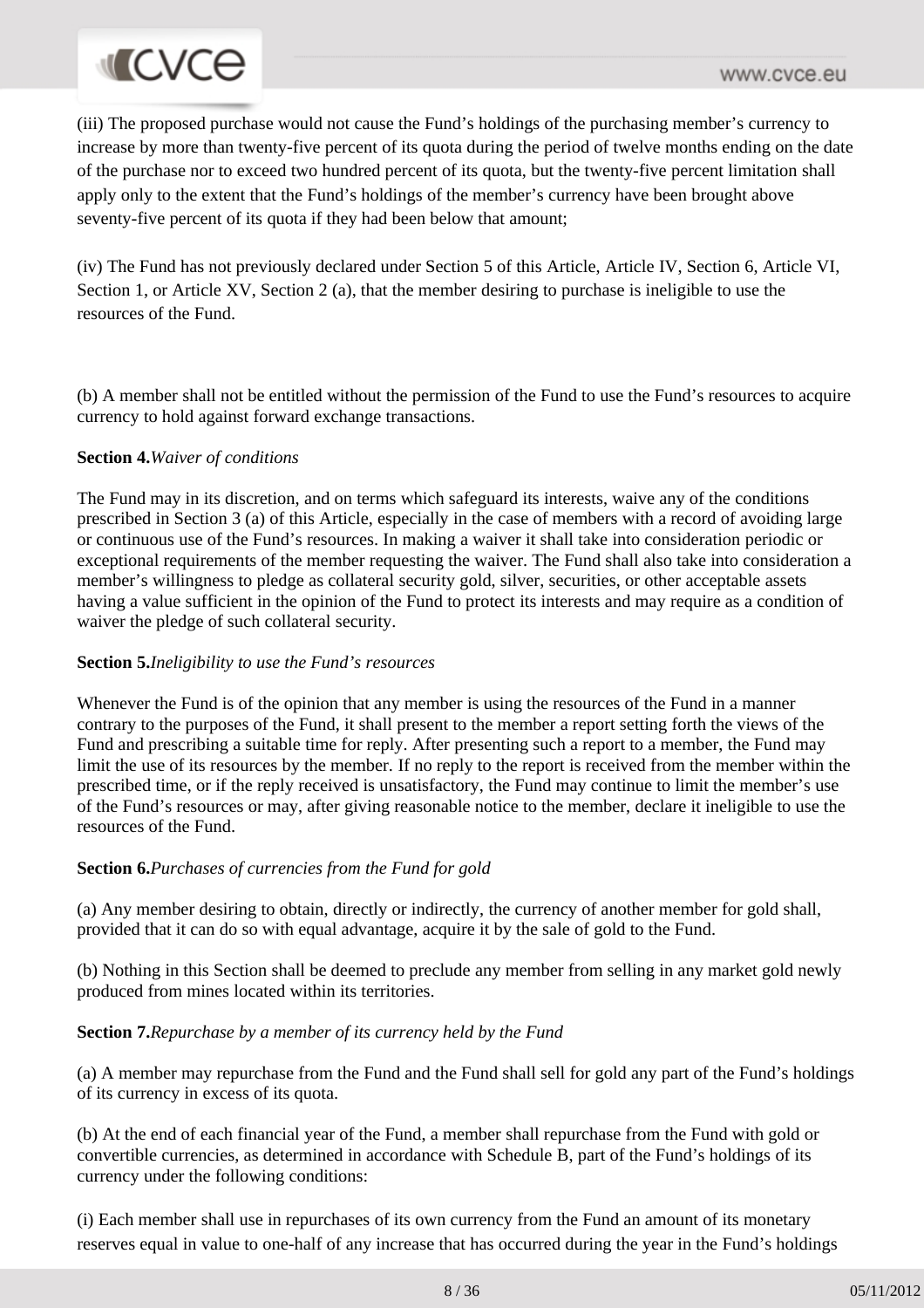(iii) The proposed purchase would not cause the Fund's holdings of the purchasing member's currency to increase by more than twenty-five percent of its quota during the period of twelve months ending on the date of the purchase nor to exceed two hundred percent of its quota, but the twenty-five percent limitation shall apply only to the extent that the Fund's holdings of the member's currency have been brought above seventy-five percent of its quota if they had been below that amount;

(iv) The Fund has not previously declared under Section 5 of this Article, Article IV, Section 6, Article VI, Section 1, or Article XV, Section 2 (a), that the member desiring to purchase is ineligible to use the resources of the Fund.

(b) A member shall not be entitled without the permission of the Fund to use the Fund's resources to acquire currency to hold against forward exchange transactions.

**Section 4.** *Waiver of conditions*

The Fund may in its discretion, and on terms which safeguard its interests, waive any of the conditions prescribed in Section 3 (a) of this Article, especially in the case of members with a record of avoiding large or continuous use of the Fund's resources. In making a waiver it shall take into consideration periodic or exceptional requirements of the member requesting the waiver. The Fund shall also take into consideration a member's willingness to pledge as collateral security gold, silver, securities, or other acceptable assets having a value sufficient in the opinion of the Fund to protect its interests and may require as a condition of waiver the pledge of such collateral security.

**Section 5.** *Ineligibility to use the Fund's resources*

Whenever the Fund is of the opinion that any member is using the resources of the Fund in a manner contrary to the purposes of the Fund, it shall present to the member a report setting forth the views of the Fund and prescribing a suitable time for reply. After presenting such a report to a member, the Fund may limit the use of its resources by the member. If no reply to the report is received from the member within the prescribed time, or if the reply received is unsatisfactory, the Fund may continue to limit the member's use of the Fund's resources or may, after giving reasonable notice to the member, declare it ineligible to use the resources of the Fund.

**Section 6.** *Purchases of currencies from the Fund for gold*

(a) Any member desiring to obtain, directly or indirectly, the currency of another member for gold shall, provided that it can do so with equal advantage, acquire it by the sale of gold to the Fund.

(b) Nothing in this Section shall be deemed to preclude any member from selling in any market gold newly produced from mines located within its territories.

**Section 7.** *Repurchase by a member of its currency held by the Fund*

(a) A member may repurchase from the Fund and the Fund shall sell for gold any part of the Fund's holdings of its currency in excess of its quota.

(b) At the end of each financial year of the Fund, a member shall repurchase from the Fund with gold or convertible currencies, as determined in accordance with Schedule B, part of the Fund's holdings of its currency under the following conditions:

(i) Each member shall use in repurchases of its own currency from the Fund an amount of its monetary reserves equal in value to one-half of any increase that has occurred during the year in the Fund's holdings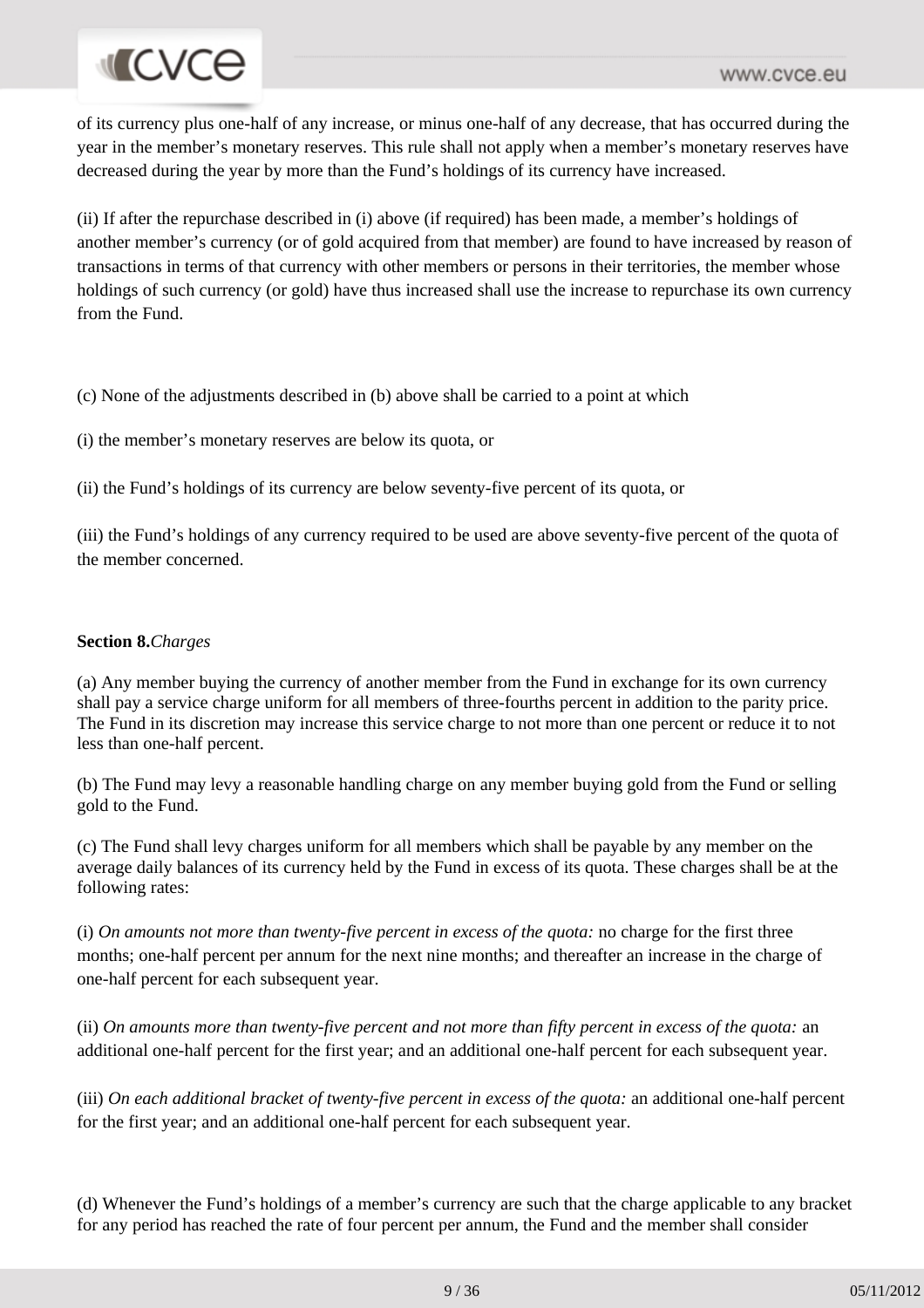of its currency plus one-half of any increase, or minus one-half of any decrease, that has occurred during the year in the member's monetary reserves. This rule shall not apply when a member's monetary reserves have decreased during the year by more than the Fund's holdings of its currency have increased.

(ii) If after the repurchase described in (i) above (if required) has been made, a member's holdings of another member's currency (or of gold acquired from that member) are found to have increased by reason of transactions in terms of that currency with other members or persons in their territories, the member whose holdings of such currency (or gold) have thus increased shall use the increase to repurchase its own currency from the Fund.

(c) None of the adjustments described in (b) above shall be carried to a point at which

(i) the member's monetary reserves are below its quota, or

(ii) the Fund's holdings of its currency are below seventy-five percent of its quota, or

(iii) the Fund's holdings of any currency required to be used are above seventy-five percent of the quota of the member concerned.

**Section 8.** *Charges*

(a) Any member buying the currency of another member from the Fund in exchange for its own currency shall pay a service charge uniform for all members of three-fourths percent in addition to the parity price. The Fund in its discretion may increase this service charge to not more than one percent or reduce it to not less than one-half percent.

(b) The Fund may levy a reasonable handling charge on any member buying gold from the Fund or selling gold to the Fund.

(c) The Fund shall levy charges uniform for all members which shall be payable by any member on the average daily balances of its currency held by the Fund in excess of its quota. These charges shall be at the following rates:

(i) *On amounts not more than twenty-five percent in excess of the quota:* no charge for the first three months; one-half percent per annum for the next nine months; and thereafter an increase in the charge of one-half percent for each subsequent year.

(ii) *On amounts more than twenty-five percent and not more than fifty percent in excess of the quota:* an additional one-half percent for the first year; and an additional one-half percent for each subsequent year.

(iii) *On each additional bracket of twenty-five percent in excess of the quota:* an additional one-half percent for the first year; and an additional one-half percent for each subsequent year.

(d) Whenever the Fund's holdings of a member's currency are such that the charge applicable to any bracket for any period has reached the rate of four percent per annum, the Fund and the member shall consider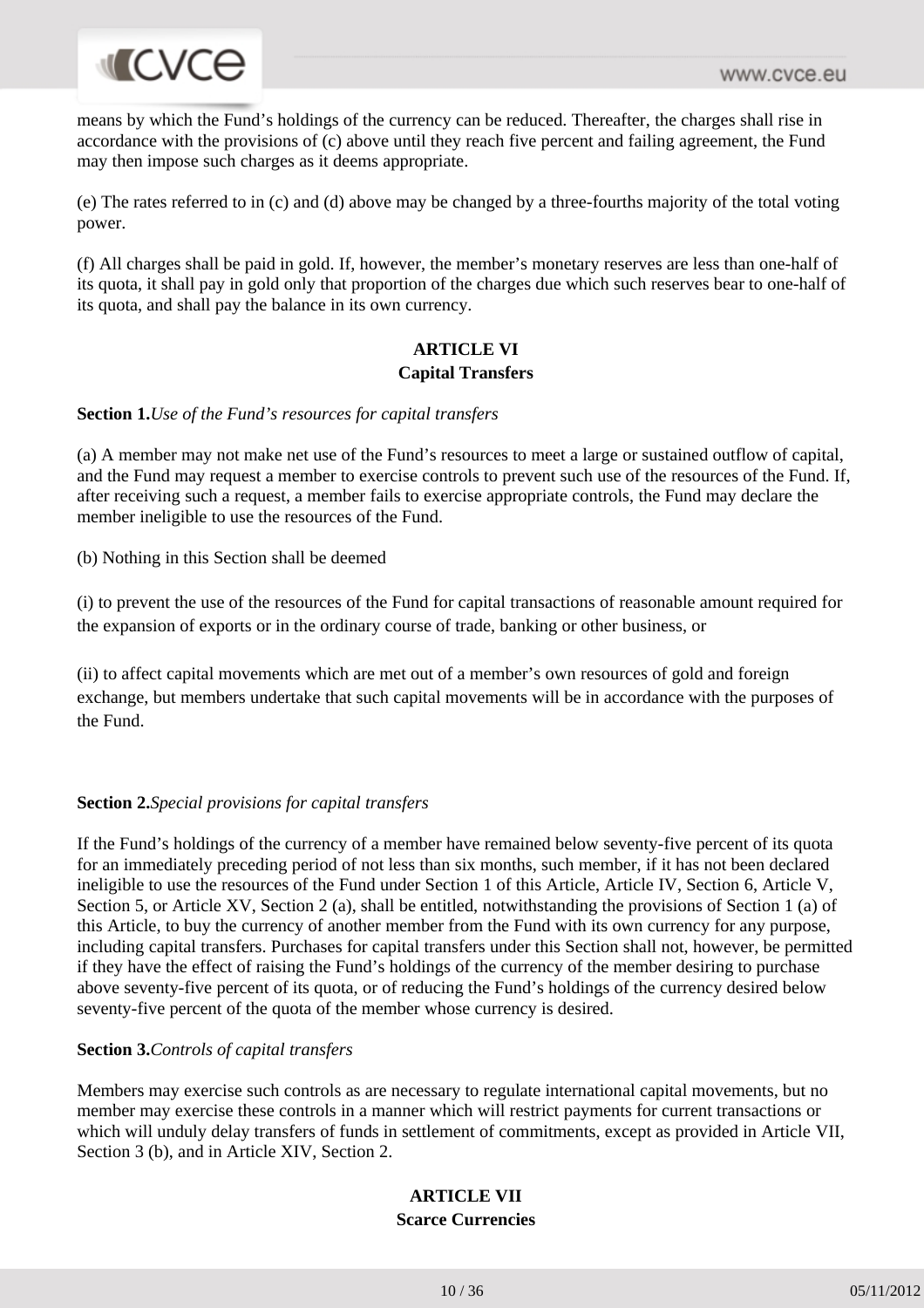means by which the Fund’s holdings of the currency can be reduced. Thereafter, the charges shall rise in accordance with the provisions of (c) above until they reach five percent and failing agreement, the Fund may then impose such charges as it deems appropriate.

(e) The rates referred to in (c) and (d) above may be changed by a three-fourths majority of the total voting power.

(f) All charges shall be paid in gold. If, however, the member’s monetary reserves are less than one-half of its quota, it shall pay in gold only that proportion of the charges due which such reserves bear to one-half of its quota, and shall pay the balance in its own currency.

## ARTICLE VI
### Capital Transfers

**Section 1.** *Use of the Fund’s resources for capital transfers*

(a) A member may not make net use of the Fund’s resources to meet a large or sustained outflow of capital, and the Fund may request a member to exercise controls to prevent such use of the resources of the Fund. If, after receiving such a request, a member fails to exercise appropriate controls, the Fund may declare the member ineligible to use the resources of the Fund.

(b) Nothing in this Section shall be deemed

(i) to prevent the use of the resources of the Fund for capital transactions of reasonable amount required for the expansion of exports or in the ordinary course of trade, banking or other business, or

(ii) to affect capital movements which are met out of a member’s own resources of gold and foreign exchange, but members undertake that such capital movements will be in accordance with the purposes of the Fund.

**Section 2.** *Special provisions for capital transfers*

If the Fund’s holdings of the currency of a member have remained below seventy-five percent of its quota for an immediately preceding period of not less than six months, such member, if it has not been declared ineligible to use the resources of the Fund under Section 1 of this Article, Article IV, Section 6, Article V, Section 5, or Article XV, Section 2 (a), shall be entitled, notwithstanding the provisions of Section 1 (a) of this Article, to buy the currency of another member from the Fund with its own currency for any purpose, including capital transfers. Purchases for capital transfers under this Section shall not, however, be permitted if they have the effect of raising the Fund’s holdings of the currency of the member desiring to purchase above seventy-five percent of its quota, or of reducing the Fund’s holdings of the currency desired below seventy-five percent of the quota of the member whose currency is desired.

**Section 3.** *Controls of capital transfers*

Members may exercise such controls as are necessary to regulate international capital movements, but no member may exercise these controls in a manner which will restrict payments for current transactions or which will unduly delay transfers of funds in settlement of commitments, except as provided in Article VII, Section 3 (b), and in Article XIV, Section 2.

## ARTICLE VII
### Scarce Currencies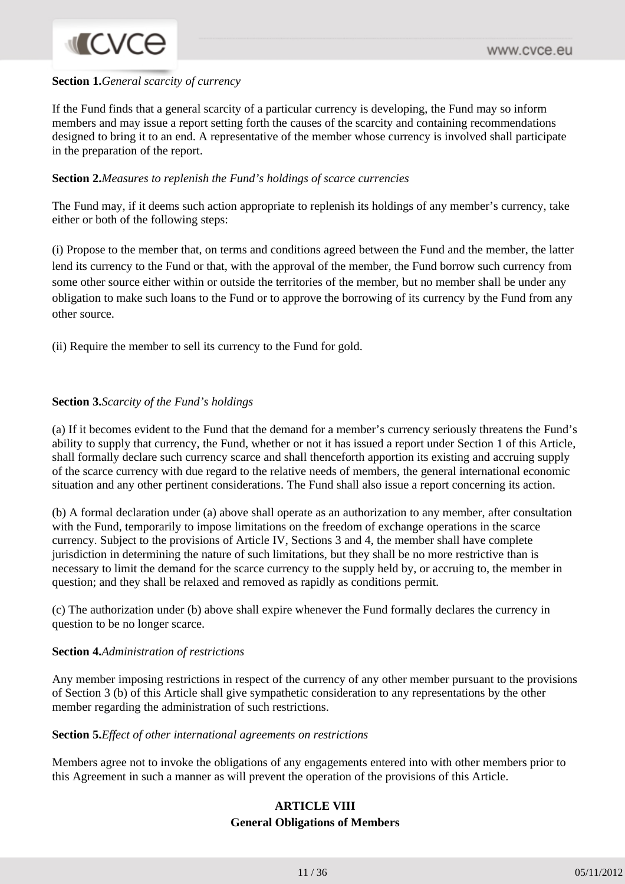**Section 1.** *General scarcity of currency*

If the Fund finds that a general scarcity of a particular currency is developing, the Fund may so inform members and may issue a report setting forth the causes of the scarcity and containing recommendations designed to bring it to an end. A representative of the member whose currency is involved shall participate in the preparation of the report.

**Section 2.** *Measures to replenish the Fund's holdings of scarce currencies*

The Fund may, if it deems such action appropriate to replenish its holdings of any member's currency, take either or both of the following steps:

(i) Propose to the member that, on terms and conditions agreed between the Fund and the member, the latter lend its currency to the Fund or that, with the approval of the member, the Fund borrow such currency from some other source either within or outside the territories of the member, but no member shall be under any obligation to make such loans to the Fund or to approve the borrowing of its currency by the Fund from any other source.

(ii) Require the member to sell its currency to the Fund for gold.

**Section 3.** *Scarcity of the Fund's holdings*

(a) If it becomes evident to the Fund that the demand for a member's currency seriously threatens the Fund's ability to supply that currency, the Fund, whether or not it has issued a report under Section 1 of this Article, shall formally declare such currency scarce and shall thenceforth apportion its existing and accruing supply of the scarce currency with due regard to the relative needs of members, the general international economic situation and any other pertinent considerations. The Fund shall also issue a report concerning its action.

(b) A formal declaration under (a) above shall operate as an authorization to any member, after consultation with the Fund, temporarily to impose limitations on the freedom of exchange operations in the scarce currency. Subject to the provisions of Article IV, Sections 3 and 4, the member shall have complete jurisdiction in determining the nature of such limitations, but they shall be no more restrictive than is necessary to limit the demand for the scarce currency to the supply held by, or accruing to, the member in question; and they shall be relaxed and removed as rapidly as conditions permit.

(c) The authorization under (b) above shall expire whenever the Fund formally declares the currency in question to be no longer scarce.

**Section 4.** *Administration of restrictions*

Any member imposing restrictions in respect of the currency of any other member pursuant to the provisions of Section 3 (b) of this Article shall give sympathetic consideration to any representations by the other member regarding the administration of such restrictions.

**Section 5.** *Effect of other international agreements on restrictions*

Members agree not to invoke the obligations of any engagements entered into with other members prior to this Agreement in such a manner as will prevent the operation of the provisions of this Article.

## ARTICLE VIII
## General Obligations of Members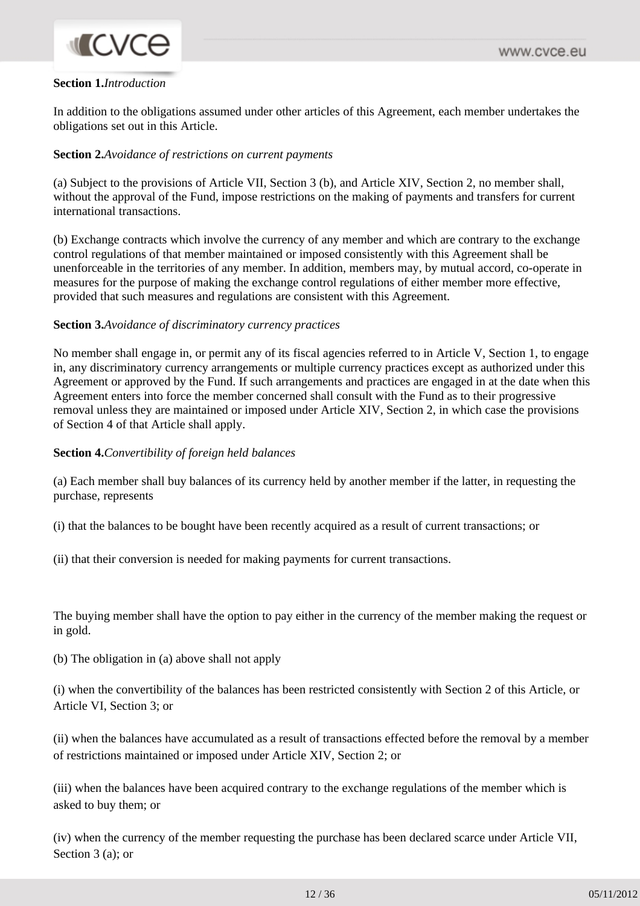**Section 1.** *Introduction*

In addition to the obligations assumed under other articles of this Agreement, each member undertakes the obligations set out in this Article.

**Section 2.** *Avoidance of restrictions on current payments*

(a) Subject to the provisions of Article VII, Section 3 (b), and Article XIV, Section 2, no member shall, without the approval of the Fund, impose restrictions on the making of payments and transfers for current international transactions.

(b) Exchange contracts which involve the currency of any member and which are contrary to the exchange control regulations of that member maintained or imposed consistently with this Agreement shall be unenforceable in the territories of any member. In addition, members may, by mutual accord, co-operate in measures for the purpose of making the exchange control regulations of either member more effective, provided that such measures and regulations are consistent with this Agreement.

**Section 3.** *Avoidance of discriminatory currency practices*

No member shall engage in, or permit any of its fiscal agencies referred to in Article V, Section 1, to engage in, any discriminatory currency arrangements or multiple currency practices except as authorized under this Agreement or approved by the Fund. If such arrangements and practices are engaged in at the date when this Agreement enters into force the member concerned shall consult with the Fund as to their progressive removal unless they are maintained or imposed under Article XIV, Section 2, in which case the provisions of Section 4 of that Article shall apply.

**Section 4.** *Convertibility of foreign held balances*

(a) Each member shall buy balances of its currency held by another member if the latter, in requesting the purchase, represents

(i) that the balances to be bought have been recently acquired as a result of current transactions; or

(ii) that their conversion is needed for making payments for current transactions.

The buying member shall have the option to pay either in the currency of the member making the request or in gold.

(b) The obligation in (a) above shall not apply

(i) when the convertibility of the balances has been restricted consistently with Section 2 of this Article, or Article VI, Section 3; or

(ii) when the balances have accumulated as a result of transactions effected before the removal by a member of restrictions maintained or imposed under Article XIV, Section 2; or

(iii) when the balances have been acquired contrary to the exchange regulations of the member which is asked to buy them; or

(iv) when the currency of the member requesting the purchase has been declared scarce under Article VII, Section 3 (a); or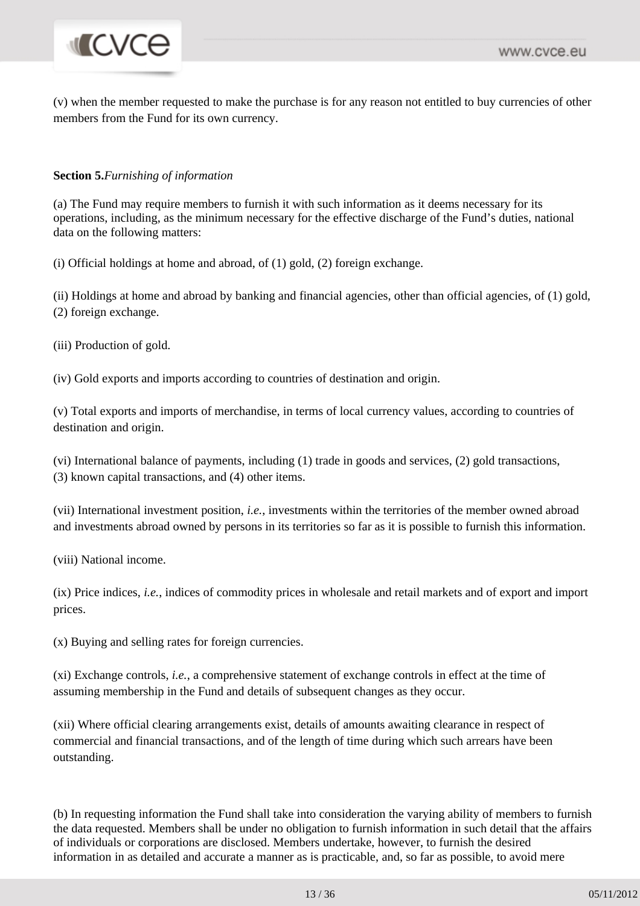(v) when the member requested to make the purchase is for any reason not entitled to buy currencies of other members from the Fund for its own currency.

**Section 5.** *Furnishing of information*

(a) The Fund may require members to furnish it with such information as it deems necessary for its operations, including, as the minimum necessary for the effective discharge of the Fund's duties, national data on the following matters:

(i) Official holdings at home and abroad, of (1) gold, (2) foreign exchange.

(ii) Holdings at home and abroad by banking and financial agencies, other than official agencies, of (1) gold, (2) foreign exchange.

(iii) Production of gold.

(iv) Gold exports and imports according to countries of destination and origin.

(v) Total exports and imports of merchandise, in terms of local currency values, according to countries of destination and origin.

(vi) International balance of payments, including (1) trade in goods and services, (2) gold transactions, (3) known capital transactions, and (4) other items.

(vii) International investment position, *i.e.*, investments within the territories of the member owned abroad and investments abroad owned by persons in its territories so far as it is possible to furnish this information.

(viii) National income.

(ix) Price indices, *i.e.*, indices of commodity prices in wholesale and retail markets and of export and import prices.

(x) Buying and selling rates for foreign currencies.

(xi) Exchange controls, *i.e.*, a comprehensive statement of exchange controls in effect at the time of assuming membership in the Fund and details of subsequent changes as they occur.

(xii) Where official clearing arrangements exist, details of amounts awaiting clearance in respect of commercial and financial transactions, and of the length of time during which such arrears have been outstanding.

(b) In requesting information the Fund shall take into consideration the varying ability of members to furnish the data requested. Members shall be under no obligation to furnish information in such detail that the affairs of individuals or corporations are disclosed. Members undertake, however, to furnish the desired information in as detailed and accurate a manner as is practicable, and, so far as possible, to avoid mere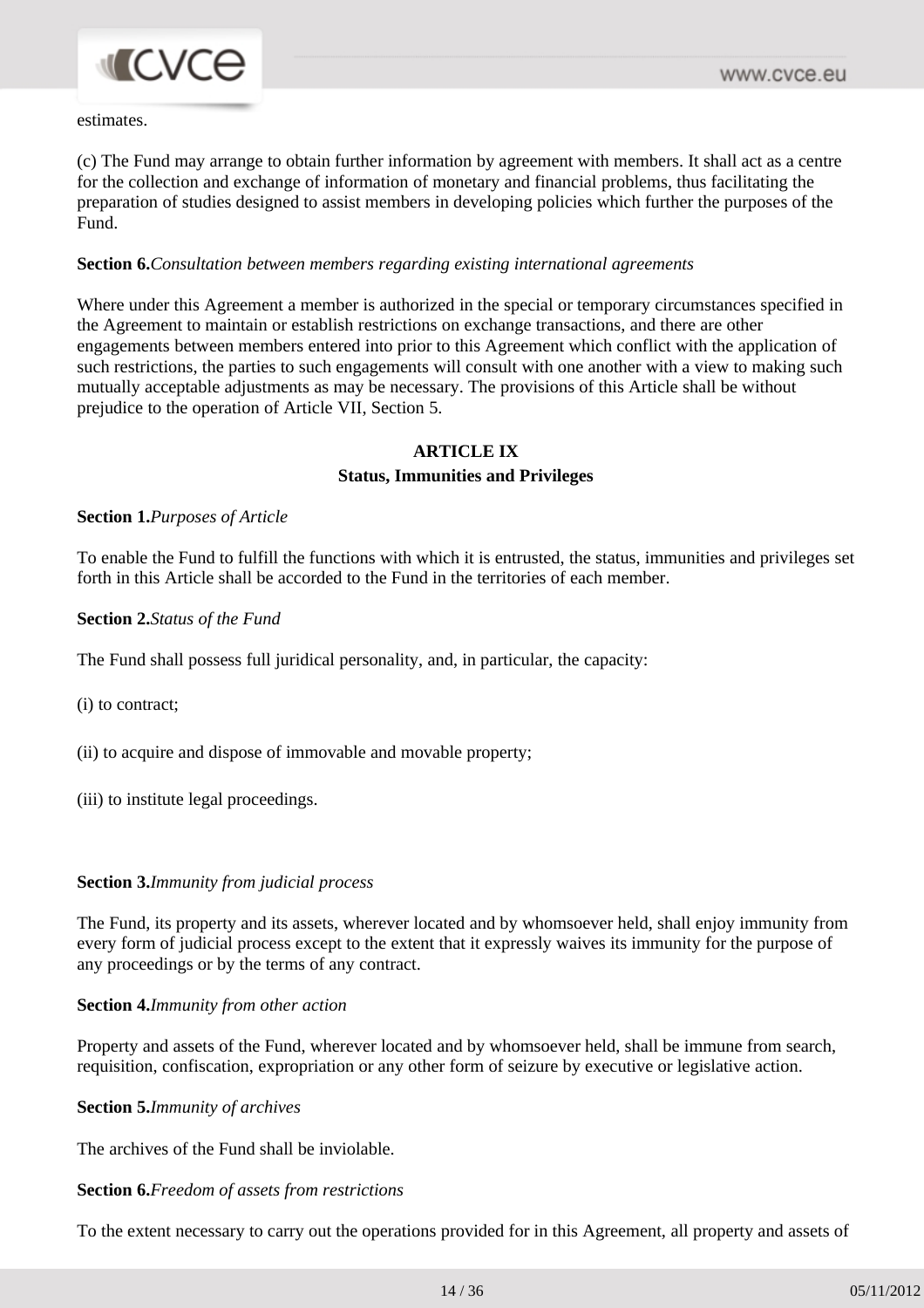estimates.

(c) The Fund may arrange to obtain further information by agreement with members. It shall act as a centre for the collection and exchange of information of monetary and financial problems, thus facilitating the preparation of studies designed to assist members in developing policies which further the purposes of the Fund.

**Section 6.***Consultation between members regarding existing international agreements*

Where under this Agreement a member is authorized in the special or temporary circumstances specified in the Agreement to maintain or establish restrictions on exchange transactions, and there are other engagements between members entered into prior to this Agreement which conflict with the application of such restrictions, the parties to such engagements will consult with one another with a view to making such mutually acceptable adjustments as may be necessary. The provisions of this Article shall be without prejudice to the operation of Article VII, Section 5.

## ARTICLE IX
### Status, Immunities and Privileges

**Section 1.***Purposes of Article*

To enable the Fund to fulfill the functions with which it is entrusted, the status, immunities and privileges set forth in this Article shall be accorded to the Fund in the territories of each member.

**Section 2.***Status of the Fund*

The Fund shall possess full juridical personality, and, in particular, the capacity:

(i) to contract;

(ii) to acquire and dispose of immovable and movable property;

(iii) to institute legal proceedings.

**Section 3.***Immunity from judicial process*

The Fund, its property and its assets, wherever located and by whomsoever held, shall enjoy immunity from every form of judicial process except to the extent that it expressly waives its immunity for the purpose of any proceedings or by the terms of any contract.

**Section 4.***Immunity from other action*

Property and assets of the Fund, wherever located and by whomsoever held, shall be immune from search, requisition, confiscation, expropriation or any other form of seizure by executive or legislative action.

**Section 5.***Immunity of archives*

The archives of the Fund shall be inviolable.

**Section 6.***Freedom of assets from restrictions*

To the extent necessary to carry out the operations provided for in this Agreement, all property and assets of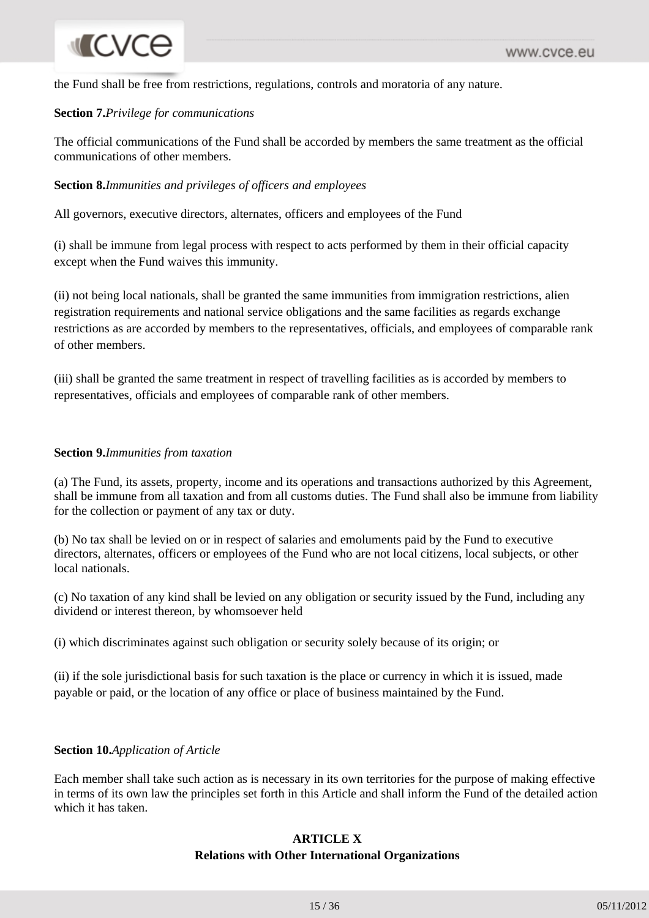the Fund shall be free from restrictions, regulations, controls and moratoria of any nature.

**Section 7.** *Privilege for communications*

The official communications of the Fund shall be accorded by members the same treatment as the official communications of other members.

**Section 8.** *Immunities and privileges of officers and employees*

All governors, executive directors, alternates, officers and employees of the Fund

(i) shall be immune from legal process with respect to acts performed by them in their official capacity except when the Fund waives this immunity.

(ii) not being local nationals, shall be granted the same immunities from immigration restrictions, alien registration requirements and national service obligations and the same facilities as regards exchange restrictions as are accorded by members to the representatives, officials, and employees of comparable rank of other members.

(iii) shall be granted the same treatment in respect of travelling facilities as is accorded by members to representatives, officials and employees of comparable rank of other members.

**Section 9.** *Immunities from taxation*

(a) The Fund, its assets, property, income and its operations and transactions authorized by this Agreement, shall be immune from all taxation and from all customs duties. The Fund shall also be immune from liability for the collection or payment of any tax or duty.

(b) No tax shall be levied on or in respect of salaries and emoluments paid by the Fund to executive directors, alternates, officers or employees of the Fund who are not local citizens, local subjects, or other local nationals.

(c) No taxation of any kind shall be levied on any obligation or security issued by the Fund, including any dividend or interest thereon, by whomsoever held

(i) which discriminates against such obligation or security solely because of its origin; or

(ii) if the sole jurisdictional basis for such taxation is the place or currency in which it is issued, made payable or paid, or the location of any office or place of business maintained by the Fund.

**Section 10.** *Application of Article*

Each member shall take such action as is necessary in its own territories for the purpose of making effective in terms of its own law the principles set forth in this Article and shall inform the Fund of the detailed action which it has taken.

## ARTICLE X
## Relations with Other International Organizations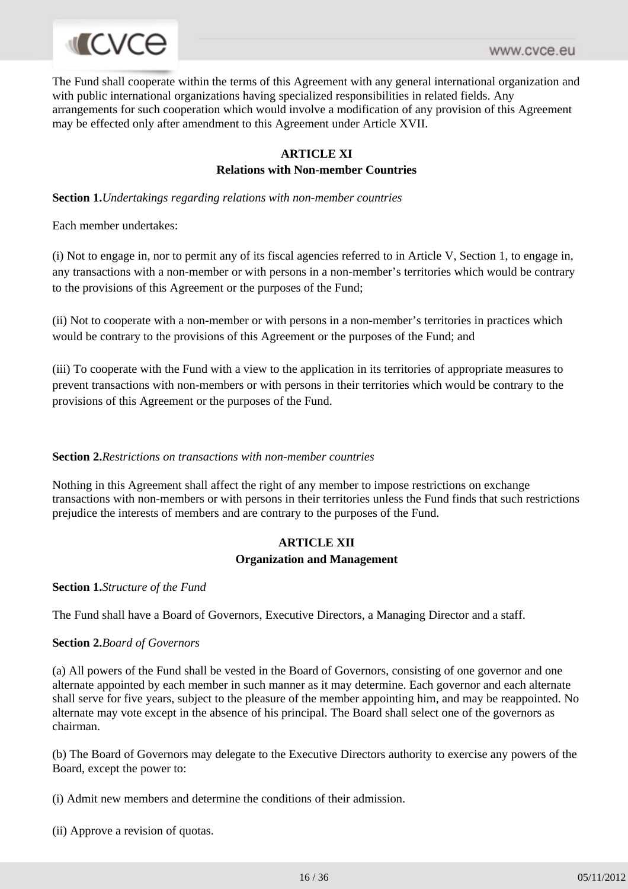The Fund shall cooperate within the terms of this Agreement with any general international organization and with public international organizations having specialized responsibilities in related fields. Any arrangements for such cooperation which would involve a modification of any provision of this Agreement may be effected only after amendment to this Agreement under Article XVII.

## ARTICLE XI
### Relations with Non-member Countries

**Section 1.** *Undertakings regarding relations with non-member countries*

Each member undertakes:

(i) Not to engage in, nor to permit any of its fiscal agencies referred to in Article V, Section 1, to engage in, any transactions with a non-member or with persons in a non-member's territories which would be contrary to the provisions of this Agreement or the purposes of the Fund;

(ii) Not to cooperate with a non-member or with persons in a non-member's territories in practices which would be contrary to the provisions of this Agreement or the purposes of the Fund; and

(iii) To cooperate with the Fund with a view to the application in its territories of appropriate measures to prevent transactions with non-members or with persons in their territories which would be contrary to the provisions of this Agreement or the purposes of the Fund.

**Section 2.** *Restrictions on transactions with non-member countries*

Nothing in this Agreement shall affect the right of any member to impose restrictions on exchange transactions with non-members or with persons in their territories unless the Fund finds that such restrictions prejudice the interests of members and are contrary to the purposes of the Fund.

## ARTICLE XII
### Organization and Management

**Section 1.** *Structure of the Fund*

The Fund shall have a Board of Governors, Executive Directors, a Managing Director and a staff.

**Section 2.** *Board of Governors*

(a) All powers of the Fund shall be vested in the Board of Governors, consisting of one governor and one alternate appointed by each member in such manner as it may determine. Each governor and each alternate shall serve for five years, subject to the pleasure of the member appointing him, and may be reappointed. No alternate may vote except in the absence of his principal. The Board shall select one of the governors as chairman.

(b) The Board of Governors may delegate to the Executive Directors authority to exercise any powers of the Board, except the power to:

(i) Admit new members and determine the conditions of their admission.

(ii) Approve a revision of quotas.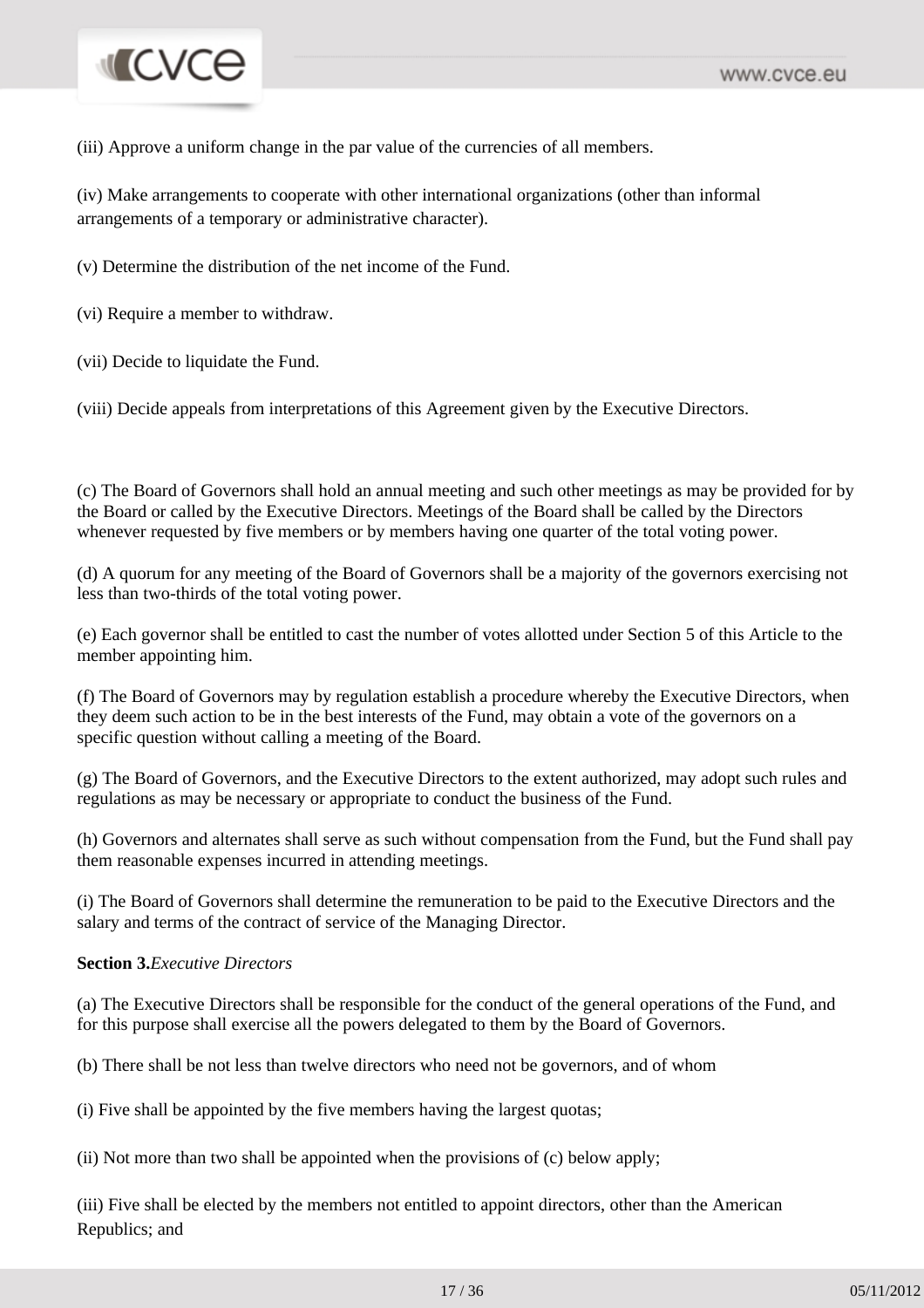(iii) Approve a uniform change in the par value of the currencies of all members.

(iv) Make arrangements to cooperate with other international organizations (other than informal arrangements of a temporary or administrative character).

(v) Determine the distribution of the net income of the Fund.

(vi) Require a member to withdraw.

(vii) Decide to liquidate the Fund.

(viii) Decide appeals from interpretations of this Agreement given by the Executive Directors.

(c) The Board of Governors shall hold an annual meeting and such other meetings as may be provided for by the Board or called by the Executive Directors. Meetings of the Board shall be called by the Directors whenever requested by five members or by members having one quarter of the total voting power.

(d) A quorum for any meeting of the Board of Governors shall be a majority of the governors exercising not less than two-thirds of the total voting power.

(e) Each governor shall be entitled to cast the number of votes allotted under Section 5 of this Article to the member appointing him.

(f) The Board of Governors may by regulation establish a procedure whereby the Executive Directors, when they deem such action to be in the best interests of the Fund, may obtain a vote of the governors on a specific question without calling a meeting of the Board.

(g) The Board of Governors, and the Executive Directors to the extent authorized, may adopt such rules and regulations as may be necessary or appropriate to conduct the business of the Fund.

(h) Governors and alternates shall serve as such without compensation from the Fund, but the Fund shall pay them reasonable expenses incurred in attending meetings.

(i) The Board of Governors shall determine the remuneration to be paid to the Executive Directors and the salary and terms of the contract of service of the Managing Director.

**Section 3.***Executive Directors*

(a) The Executive Directors shall be responsible for the conduct of the general operations of the Fund, and for this purpose shall exercise all the powers delegated to them by the Board of Governors.

(b) There shall be not less than twelve directors who need not be governors, and of whom

(i) Five shall be appointed by the five members having the largest quotas;

(ii) Not more than two shall be appointed when the provisions of (c) below apply;

(iii) Five shall be elected by the members not entitled to appoint directors, other than the American Republics; and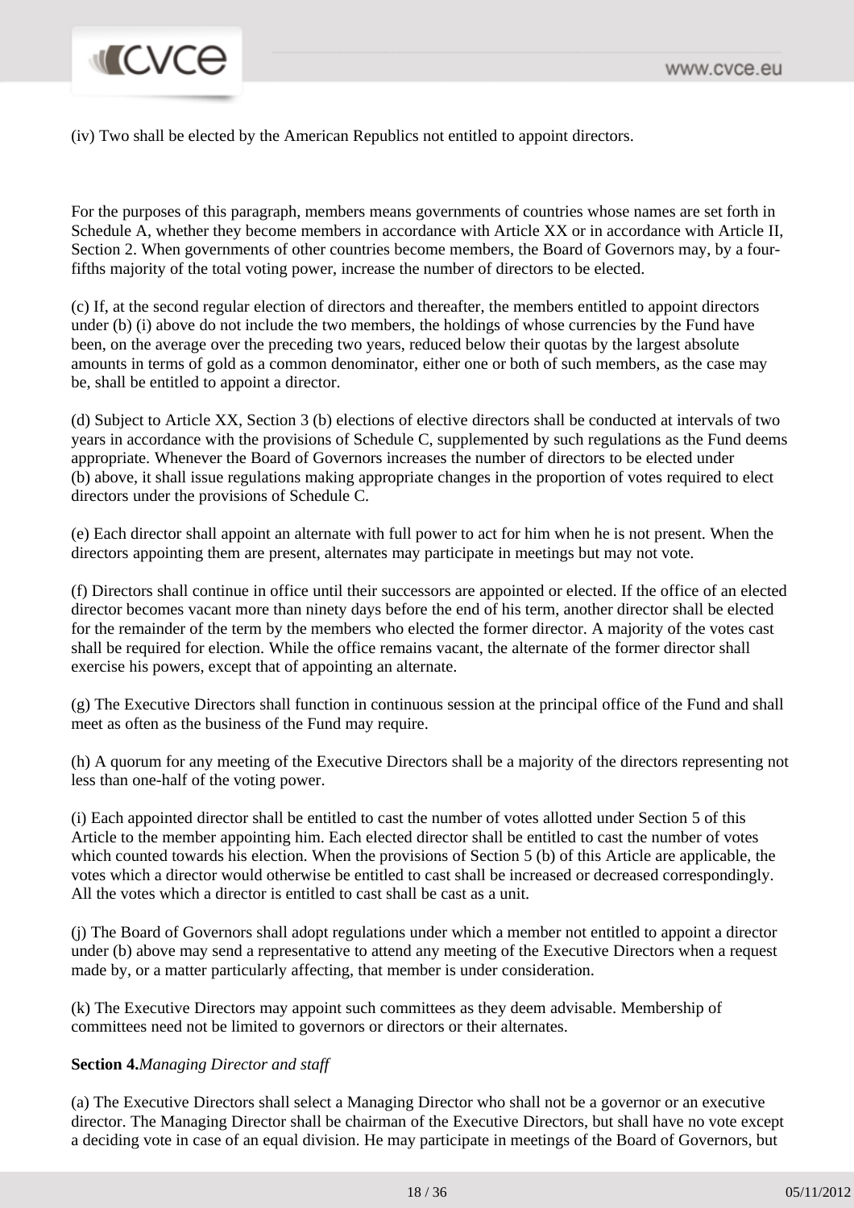(iv) Two shall be elected by the American Republics not entitled to appoint directors.

For the purposes of this paragraph, members means governments of countries whose names are set forth in Schedule A, whether they become members in accordance with Article XX or in accordance with Article II, Section 2. When governments of other countries become members, the Board of Governors may, by a four-fifths majority of the total voting power, increase the number of directors to be elected.

(c) If, at the second regular election of directors and thereafter, the members entitled to appoint directors under (b) (i) above do not include the two members, the holdings of whose currencies by the Fund have been, on the average over the preceding two years, reduced below their quotas by the largest absolute amounts in terms of gold as a common denominator, either one or both of such members, as the case may be, shall be entitled to appoint a director.

(d) Subject to Article XX, Section 3 (b) elections of elective directors shall be conducted at intervals of two years in accordance with the provisions of Schedule C, supplemented by such regulations as the Fund deems appropriate. Whenever the Board of Governors increases the number of directors to be elected under (b) above, it shall issue regulations making appropriate changes in the proportion of votes required to elect directors under the provisions of Schedule C.

(e) Each director shall appoint an alternate with full power to act for him when he is not present. When the directors appointing them are present, alternates may participate in meetings but may not vote.

(f) Directors shall continue in office until their successors are appointed or elected. If the office of an elected director becomes vacant more than ninety days before the end of his term, another director shall be elected for the remainder of the term by the members who elected the former director. A majority of the votes cast shall be required for election. While the office remains vacant, the alternate of the former director shall exercise his powers, except that of appointing an alternate.

(g) The Executive Directors shall function in continuous session at the principal office of the Fund and shall meet as often as the business of the Fund may require.

(h) A quorum for any meeting of the Executive Directors shall be a majority of the directors representing not less than one-half of the voting power.

(i) Each appointed director shall be entitled to cast the number of votes allotted under Section 5 of this Article to the member appointing him. Each elected director shall be entitled to cast the number of votes which counted towards his election. When the provisions of Section 5 (b) of this Article are applicable, the votes which a director would otherwise be entitled to cast shall be increased or decreased correspondingly. All the votes which a director is entitled to cast shall be cast as a unit.

(j) The Board of Governors shall adopt regulations under which a member not entitled to appoint a director under (b) above may send a representative to attend any meeting of the Executive Directors when a request made by, or a matter particularly affecting, that member is under consideration.

(k) The Executive Directors may appoint such committees as they deem advisable. Membership of committees need not be limited to governors or directors or their alternates.

**Section 4.** *Managing Director and staff*

(a) The Executive Directors shall select a Managing Director who shall not be a governor or an executive director. The Managing Director shall be chairman of the Executive Directors, but shall have no vote except a deciding vote in case of an equal division. He may participate in meetings of the Board of Governors, but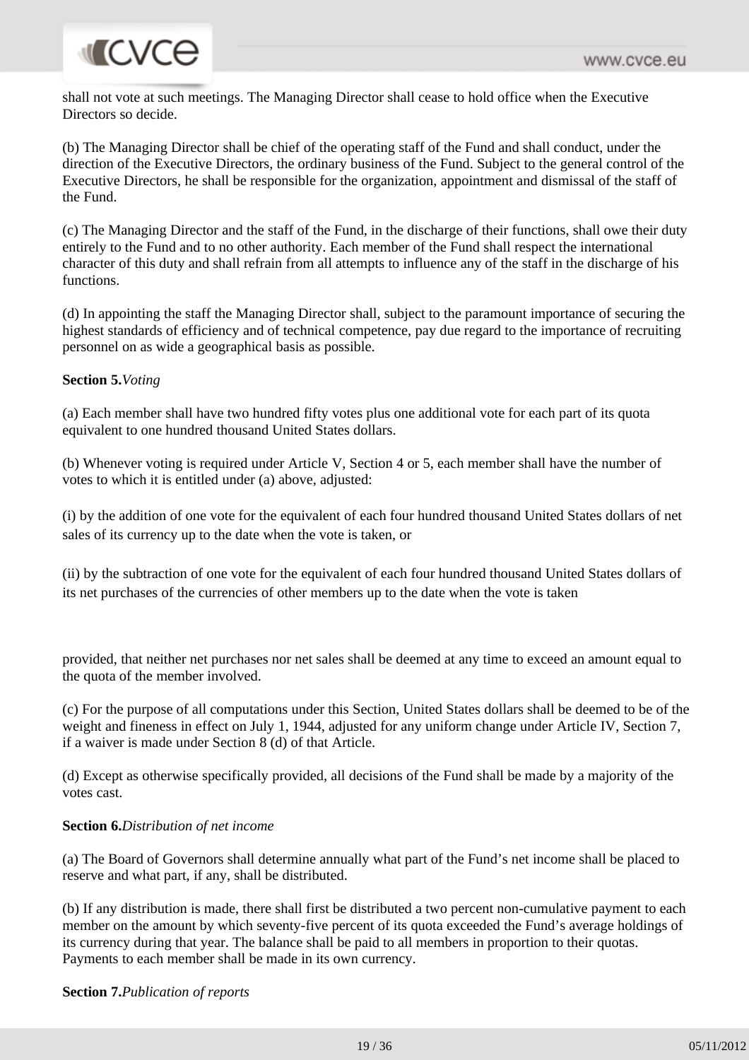shall not vote at such meetings. The Managing Director shall cease to hold office when the Executive Directors so decide.

(b) The Managing Director shall be chief of the operating staff of the Fund and shall conduct, under the direction of the Executive Directors, the ordinary business of the Fund. Subject to the general control of the Executive Directors, he shall be responsible for the organization, appointment and dismissal of the staff of the Fund.

(c) The Managing Director and the staff of the Fund, in the discharge of their functions, shall owe their duty entirely to the Fund and to no other authority. Each member of the Fund shall respect the international character of this duty and shall refrain from all attempts to influence any of the staff in the discharge of his functions.

(d) In appointing the staff the Managing Director shall, subject to the paramount importance of securing the highest standards of efficiency and of technical competence, pay due regard to the importance of recruiting personnel on as wide a geographical basis as possible.

**Section 5.***Voting*

(a) Each member shall have two hundred fifty votes plus one additional vote for each part of its quota equivalent to one hundred thousand United States dollars.

(b) Whenever voting is required under Article V, Section 4 or 5, each member shall have the number of votes to which it is entitled under (a) above, adjusted:

(i) by the addition of one vote for the equivalent of each four hundred thousand United States dollars of net sales of its currency up to the date when the vote is taken, or

(ii) by the subtraction of one vote for the equivalent of each four hundred thousand United States dollars of its net purchases of the currencies of other members up to the date when the vote is taken

provided, that neither net purchases nor net sales shall be deemed at any time to exceed an amount equal to the quota of the member involved.

(c) For the purpose of all computations under this Section, United States dollars shall be deemed to be of the weight and fineness in effect on July 1, 1944, adjusted for any uniform change under Article IV, Section 7, if a waiver is made under Section 8 (d) of that Article.

(d) Except as otherwise specifically provided, all decisions of the Fund shall be made by a majority of the votes cast.

**Section 6.***Distribution of net income*

(a) The Board of Governors shall determine annually what part of the Fund's net income shall be placed to reserve and what part, if any, shall be distributed.

(b) If any distribution is made, there shall first be distributed a two percent non-cumulative payment to each member on the amount by which seventy-five percent of its quota exceeded the Fund's average holdings of its currency during that year. The balance shall be paid to all members in proportion to their quotas. Payments to each member shall be made in its own currency.

**Section 7.***Publication of reports*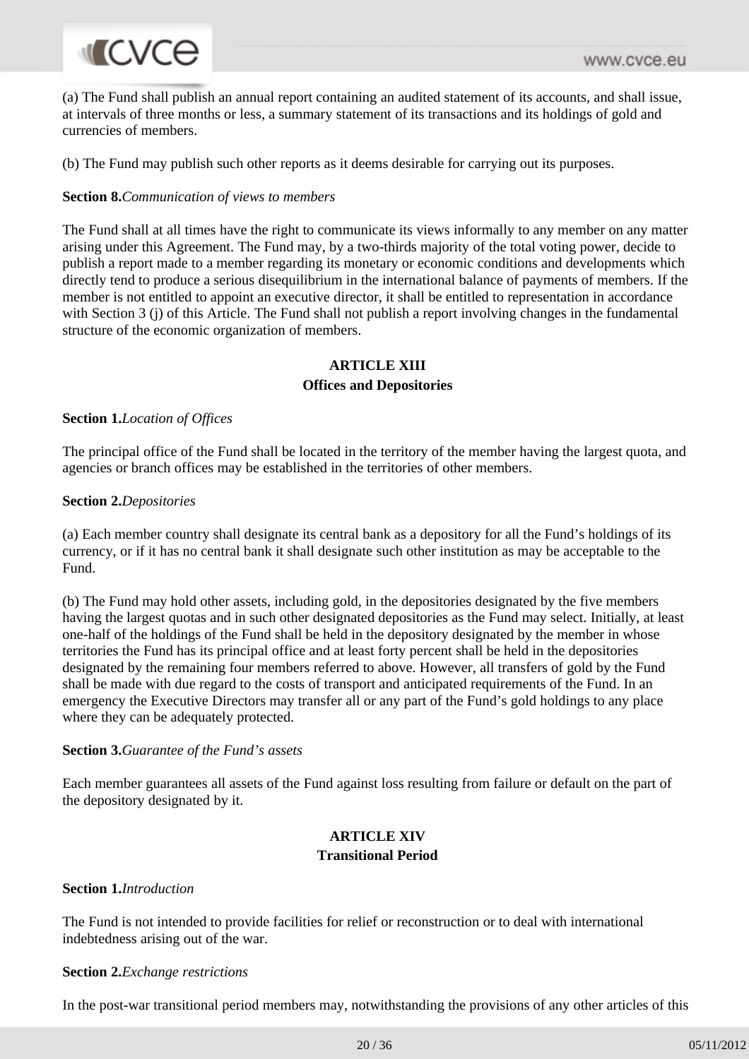(a) The Fund shall publish an annual report containing an audited statement of its accounts, and shall issue, at intervals of three months or less, a summary statement of its transactions and its holdings of gold and currencies of members.

(b) The Fund may publish such other reports as it deems desirable for carrying out its purposes.

**Section 8.***Communication of views to members*

The Fund shall at all times have the right to communicate its views informally to any member on any matter arising under this Agreement. The Fund may, by a two-thirds majority of the total voting power, decide to publish a report made to a member regarding its monetary or economic conditions and developments which directly tend to produce a serious disequilibrium in the international balance of payments of members. If the member is not entitled to appoint an executive director, it shall be entitled to representation in accordance with Section 3 (j) of this Article. The Fund shall not publish a report involving changes in the fundamental structure of the economic organization of members.

## ARTICLE XIII
### Offices and Depositories

**Section 1.***Location of Offices*

The principal office of the Fund shall be located in the territory of the member having the largest quota, and agencies or branch offices may be established in the territories of other members.

**Section 2.***Depositories*

(a) Each member country shall designate its central bank as a depository for all the Fund's holdings of its currency, or if it has no central bank it shall designate such other institution as may be acceptable to the Fund.

(b) The Fund may hold other assets, including gold, in the depositories designated by the five members having the largest quotas and in such other designated depositories as the Fund may select. Initially, at least one-half of the holdings of the Fund shall be held in the depository designated by the member in whose territories the Fund has its principal office and at least forty percent shall be held in the depositories designated by the remaining four members referred to above. However, all transfers of gold by the Fund shall be made with due regard to the costs of transport and anticipated requirements of the Fund. In an emergency the Executive Directors may transfer all or any part of the Fund's gold holdings to any place where they can be adequately protected.

**Section 3.***Guarantee of the Fund's assets*

Each member guarantees all assets of the Fund against loss resulting from failure or default on the part of the depository designated by it.

## ARTICLE XIV
### Transitional Period

**Section 1.***Introduction*

The Fund is not intended to provide facilities for relief or reconstruction or to deal with international indebtedness arising out of the war.

**Section 2.***Exchange restrictions*

In the post-war transitional period members may, notwithstanding the provisions of any other articles of this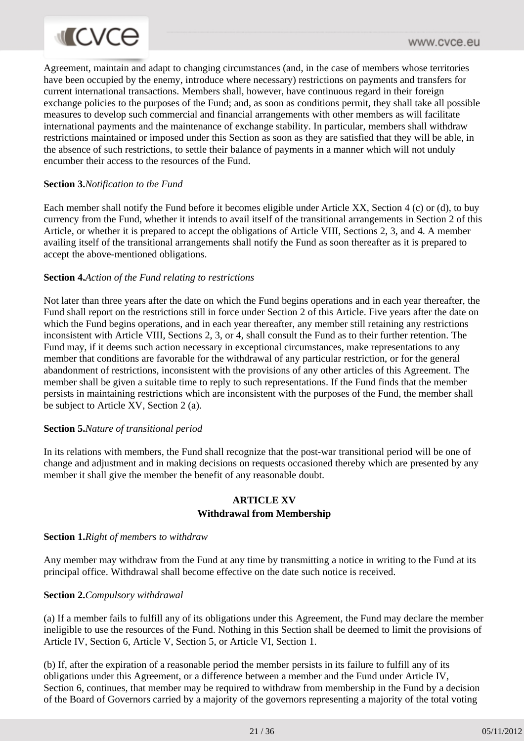Agreement, maintain and adapt to changing circumstances (and, in the case of members whose territories have been occupied by the enemy, introduce where necessary) restrictions on payments and transfers for current international transactions. Members shall, however, have continuous regard in their foreign exchange policies to the purposes of the Fund; and, as soon as conditions permit, they shall take all possible measures to develop such commercial and financial arrangements with other members as will facilitate international payments and the maintenance of exchange stability. In particular, members shall withdraw restrictions maintained or imposed under this Section as soon as they are satisfied that they will be able, in the absence of such restrictions, to settle their balance of payments in a manner which will not unduly encumber their access to the resources of the Fund.

**Section 3.** *Notification to the Fund*

Each member shall notify the Fund before it becomes eligible under Article XX, Section 4 (c) or (d), to buy currency from the Fund, whether it intends to avail itself of the transitional arrangements in Section 2 of this Article, or whether it is prepared to accept the obligations of Article VIII, Sections 2, 3, and 4. A member availing itself of the transitional arrangements shall notify the Fund as soon thereafter as it is prepared to accept the above-mentioned obligations.

**Section 4.** *Action of the Fund relating to restrictions*

Not later than three years after the date on which the Fund begins operations and in each year thereafter, the Fund shall report on the restrictions still in force under Section 2 of this Article. Five years after the date on which the Fund begins operations, and in each year thereafter, any member still retaining any restrictions inconsistent with Article VIII, Sections 2, 3, or 4, shall consult the Fund as to their further retention. The Fund may, if it deems such action necessary in exceptional circumstances, make representations to any member that conditions are favorable for the withdrawal of any particular restriction, or for the general abandonment of restrictions, inconsistent with the provisions of any other articles of this Agreement. The member shall be given a suitable time to reply to such representations. If the Fund finds that the member persists in maintaining restrictions which are inconsistent with the purposes of the Fund, the member shall be subject to Article XV, Section 2 (a).

**Section 5.** *Nature of transitional period*

In its relations with members, the Fund shall recognize that the post-war transitional period will be one of change and adjustment and in making decisions on requests occasioned thereby which are presented by any member it shall give the member the benefit of any reasonable doubt.

## ARTICLE XV
### Withdrawal from Membership

**Section 1.** *Right of members to withdraw*

Any member may withdraw from the Fund at any time by transmitting a notice in writing to the Fund at its principal office. Withdrawal shall become effective on the date such notice is received.

**Section 2.** *Compulsory withdrawal*

(a) If a member fails to fulfill any of its obligations under this Agreement, the Fund may declare the member ineligible to use the resources of the Fund. Nothing in this Section shall be deemed to limit the provisions of Article IV, Section 6, Article V, Section 5, or Article VI, Section 1.

(b) If, after the expiration of a reasonable period the member persists in its failure to fulfill any of its obligations under this Agreement, or a difference between a member and the Fund under Article IV, Section 6, continues, that member may be required to withdraw from membership in the Fund by a decision of the Board of Governors carried by a majority of the governors representing a majority of the total voting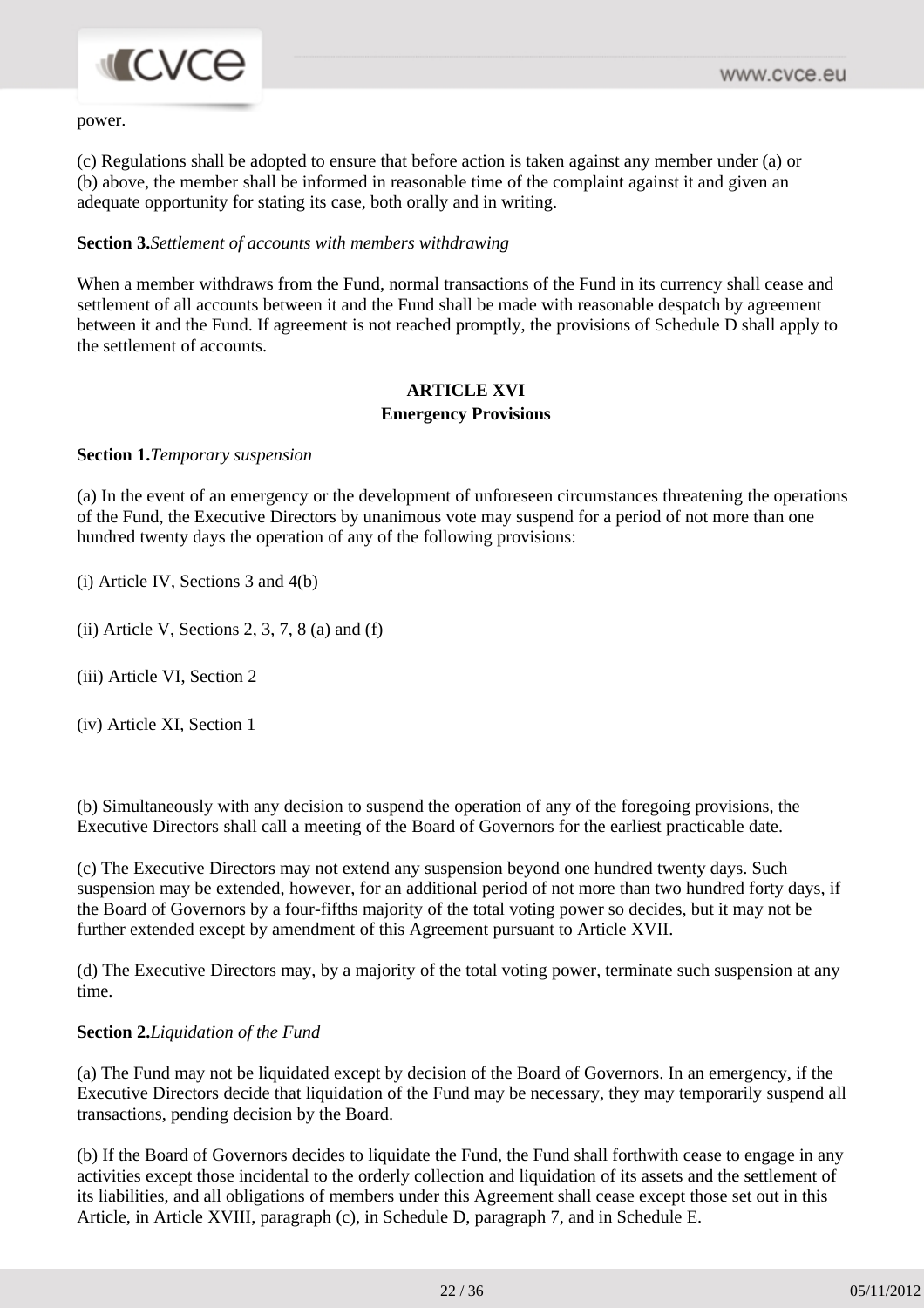power.

(c) Regulations shall be adopted to ensure that before action is taken against any member under (a) or (b) above, the member shall be informed in reasonable time of the complaint against it and given an adequate opportunity for stating its case, both orally and in writing.

**Section 3.** *Settlement of accounts with members withdrawing*

When a member withdraws from the Fund, normal transactions of the Fund in its currency shall cease and settlement of all accounts between it and the Fund shall be made with reasonable despatch by agreement between it and the Fund. If agreement is not reached promptly, the provisions of Schedule D shall apply to the settlement of accounts.

## ARTICLE XVI
## Emergency Provisions

**Section 1.** *Temporary suspension*

(a) In the event of an emergency or the development of unforeseen circumstances threatening the operations of the Fund, the Executive Directors by unanimous vote may suspend for a period of not more than one hundred twenty days the operation of any of the following provisions:

(i) Article IV, Sections 3 and 4(b)

(ii) Article V, Sections 2, 3, 7, 8 (a) and (f)

(iii) Article VI, Section 2

(iv) Article XI, Section 1

(b) Simultaneously with any decision to suspend the operation of any of the foregoing provisions, the Executive Directors shall call a meeting of the Board of Governors for the earliest practicable date.

(c) The Executive Directors may not extend any suspension beyond one hundred twenty days. Such suspension may be extended, however, for an additional period of not more than two hundred forty days, if the Board of Governors by a four-fifths majority of the total voting power so decides, but it may not be further extended except by amendment of this Agreement pursuant to Article XVII.

(d) The Executive Directors may, by a majority of the total voting power, terminate such suspension at any time.

**Section 2.** *Liquidation of the Fund*

(a) The Fund may not be liquidated except by decision of the Board of Governors. In an emergency, if the Executive Directors decide that liquidation of the Fund may be necessary, they may temporarily suspend all transactions, pending decision by the Board.

(b) If the Board of Governors decides to liquidate the Fund, the Fund shall forthwith cease to engage in any activities except those incidental to the orderly collection and liquidation of its assets and the settlement of its liabilities, and all obligations of members under this Agreement shall cease except those set out in this Article, in Article XVIII, paragraph (c), in Schedule D, paragraph 7, and in Schedule E.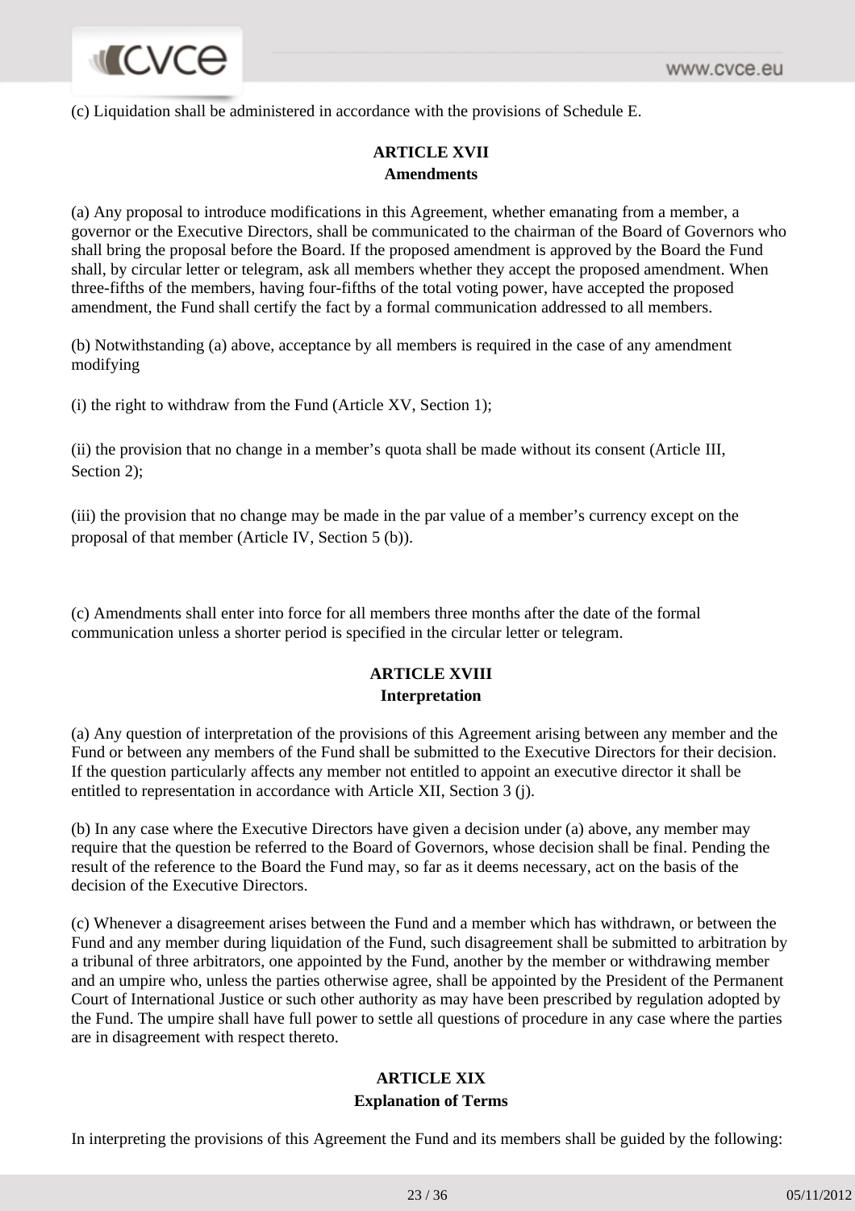(c) Liquidation shall be administered in accordance with the provisions of Schedule E.

## ARTICLE XVII
### Amendments

(a) Any proposal to introduce modifications in this Agreement, whether emanating from a member, a governor or the Executive Directors, shall be communicated to the chairman of the Board of Governors who shall bring the proposal before the Board. If the proposed amendment is approved by the Board the Fund shall, by circular letter or telegram, ask all members whether they accept the proposed amendment. When three-fifths of the members, having four-fifths of the total voting power, have accepted the proposed amendment, the Fund shall certify the fact by a formal communication addressed to all members.

(b) Notwithstanding (a) above, acceptance by all members is required in the case of any amendment modifying

(i) the right to withdraw from the Fund (Article XV, Section 1);

(ii) the provision that no change in a member's quota shall be made without its consent (Article III, Section 2);

(iii) the provision that no change may be made in the par value of a member's currency except on the proposal of that member (Article IV, Section 5 (b)).

(c) Amendments shall enter into force for all members three months after the date of the formal communication unless a shorter period is specified in the circular letter or telegram.

## ARTICLE XVIII
### Interpretation

(a) Any question of interpretation of the provisions of this Agreement arising between any member and the Fund or between any members of the Fund shall be submitted to the Executive Directors for their decision. If the question particularly affects any member not entitled to appoint an executive director it shall be entitled to representation in accordance with Article XII, Section 3 (j).

(b) In any case where the Executive Directors have given a decision under (a) above, any member may require that the question be referred to the Board of Governors, whose decision shall be final. Pending the result of the reference to the Board the Fund may, so far as it deems necessary, act on the basis of the decision of the Executive Directors.

(c) Whenever a disagreement arises between the Fund and a member which has withdrawn, or between the Fund and any member during liquidation of the Fund, such disagreement shall be submitted to arbitration by a tribunal of three arbitrators, one appointed by the Fund, another by the member or withdrawing member and an umpire who, unless the parties otherwise agree, shall be appointed by the President of the Permanent Court of International Justice or such other authority as may have been prescribed by regulation adopted by the Fund. The umpire shall have full power to settle all questions of procedure in any case where the parties are in disagreement with respect thereto.

## ARTICLE XIX
### Explanation of Terms

In interpreting the provisions of this Agreement the Fund and its members shall be guided by the following: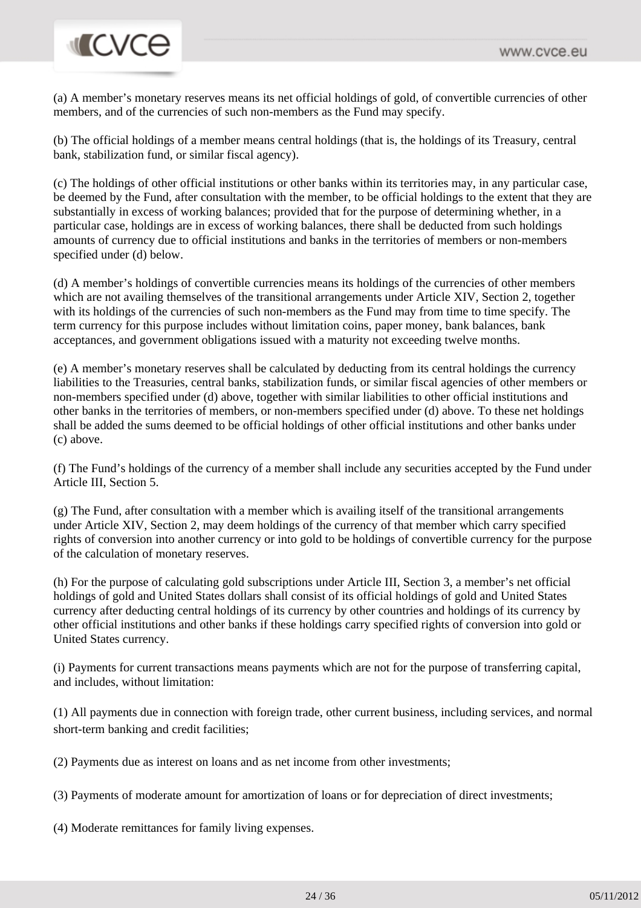(a) A member's monetary reserves means its net official holdings of gold, of convertible currencies of other members, and of the currencies of such non-members as the Fund may specify.

(b) The official holdings of a member means central holdings (that is, the holdings of its Treasury, central bank, stabilization fund, or similar fiscal agency).

(c) The holdings of other official institutions or other banks within its territories may, in any particular case, be deemed by the Fund, after consultation with the member, to be official holdings to the extent that they are substantially in excess of working balances; provided that for the purpose of determining whether, in a particular case, holdings are in excess of working balances, there shall be deducted from such holdings amounts of currency due to official institutions and banks in the territories of members or non-members specified under (d) below.

(d) A member's holdings of convertible currencies means its holdings of the currencies of other members which are not availing themselves of the transitional arrangements under Article XIV, Section 2, together with its holdings of the currencies of such non-members as the Fund may from time to time specify. The term currency for this purpose includes without limitation coins, paper money, bank balances, bank acceptances, and government obligations issued with a maturity not exceeding twelve months.

(e) A member's monetary reserves shall be calculated by deducting from its central holdings the currency liabilities to the Treasuries, central banks, stabilization funds, or similar fiscal agencies of other members or non-members specified under (d) above, together with similar liabilities to other official institutions and other banks in the territories of members, or non-members specified under (d) above. To these net holdings shall be added the sums deemed to be official holdings of other official institutions and other banks under (c) above.

(f) The Fund's holdings of the currency of a member shall include any securities accepted by the Fund under Article III, Section 5.

(g) The Fund, after consultation with a member which is availing itself of the transitional arrangements under Article XIV, Section 2, may deem holdings of the currency of that member which carry specified rights of conversion into another currency or into gold to be holdings of convertible currency for the purpose of the calculation of monetary reserves.

(h) For the purpose of calculating gold subscriptions under Article III, Section 3, a member's net official holdings of gold and United States dollars shall consist of its official holdings of gold and United States currency after deducting central holdings of its currency by other countries and holdings of its currency by other official institutions and other banks if these holdings carry specified rights of conversion into gold or United States currency.

(i) Payments for current transactions means payments which are not for the purpose of transferring capital, and includes, without limitation:

(1) All payments due in connection with foreign trade, other current business, including services, and normal short-term banking and credit facilities;

(2) Payments due as interest on loans and as net income from other investments;

(3) Payments of moderate amount for amortization of loans or for depreciation of direct investments;

(4) Moderate remittances for family living expenses.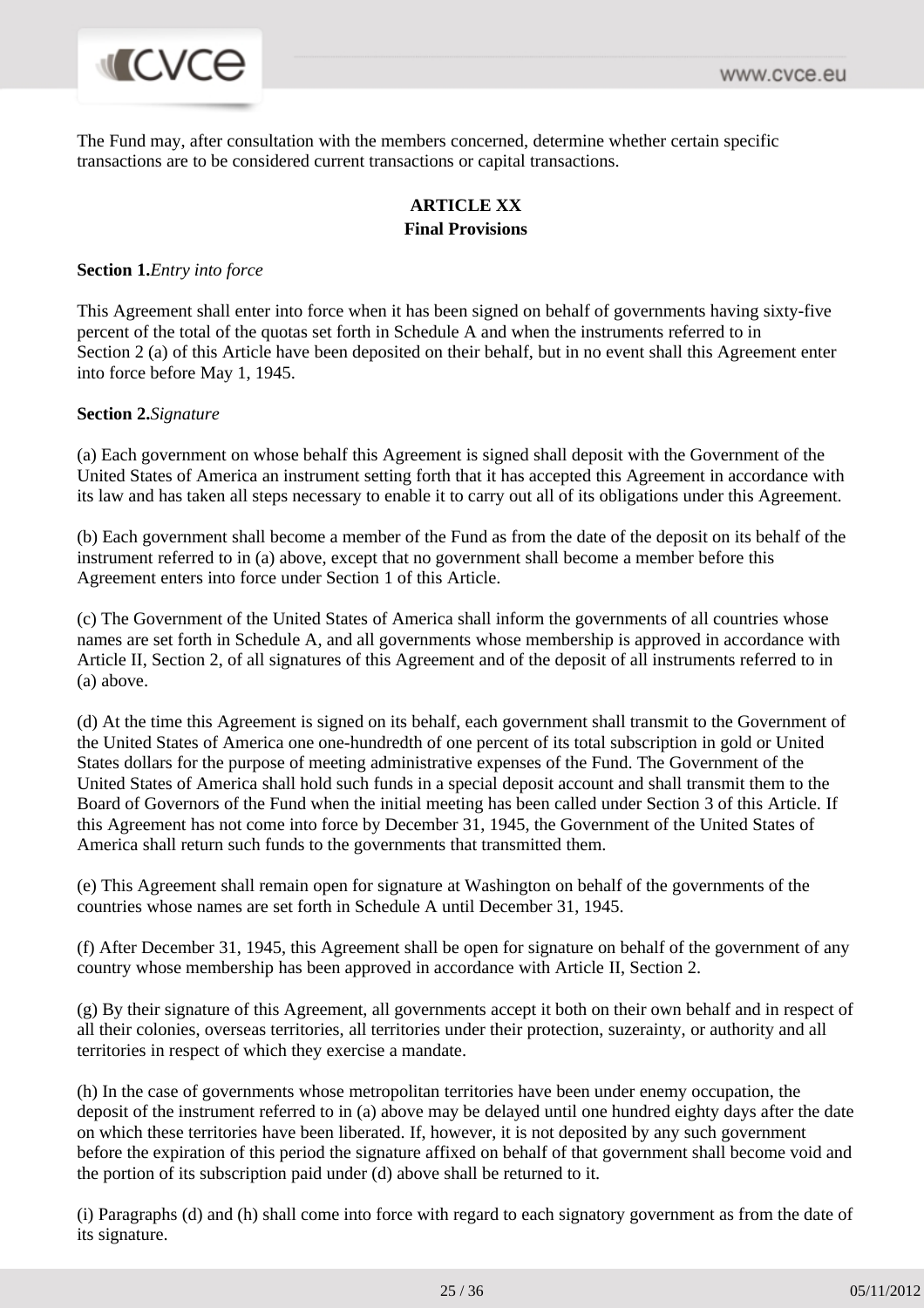The Fund may, after consultation with the members concerned, determine whether certain specific transactions are to be considered current transactions or capital transactions.

## ARTICLE XX
### Final Provisions

**Section 1.** *Entry into force*

This Agreement shall enter into force when it has been signed on behalf of governments having sixty-five percent of the total of the quotas set forth in Schedule A and when the instruments referred to in Section 2 (a) of this Article have been deposited on their behalf, but in no event shall this Agreement enter into force before May 1, 1945.

**Section 2.** *Signature*

(a) Each government on whose behalf this Agreement is signed shall deposit with the Government of the United States of America an instrument setting forth that it has accepted this Agreement in accordance with its law and has taken all steps necessary to enable it to carry out all of its obligations under this Agreement.

(b) Each government shall become a member of the Fund as from the date of the deposit on its behalf of the instrument referred to in (a) above, except that no government shall become a member before this Agreement enters into force under Section 1 of this Article.

(c) The Government of the United States of America shall inform the governments of all countries whose names are set forth in Schedule A, and all governments whose membership is approved in accordance with Article II, Section 2, of all signatures of this Agreement and of the deposit of all instruments referred to in (a) above.

(d) At the time this Agreement is signed on its behalf, each government shall transmit to the Government of the United States of America one one-hundredth of one percent of its total subscription in gold or United States dollars for the purpose of meeting administrative expenses of the Fund. The Government of the United States of America shall hold such funds in a special deposit account and shall transmit them to the Board of Governors of the Fund when the initial meeting has been called under Section 3 of this Article. If this Agreement has not come into force by December 31, 1945, the Government of the United States of America shall return such funds to the governments that transmitted them.

(e) This Agreement shall remain open for signature at Washington on behalf of the governments of the countries whose names are set forth in Schedule A until December 31, 1945.

(f) After December 31, 1945, this Agreement shall be open for signature on behalf of the government of any country whose membership has been approved in accordance with Article II, Section 2.

(g) By their signature of this Agreement, all governments accept it both on their own behalf and in respect of all their colonies, overseas territories, all territories under their protection, suzerainty, or authority and all territories in respect of which they exercise a mandate.

(h) In the case of governments whose metropolitan territories have been under enemy occupation, the deposit of the instrument referred to in (a) above may be delayed until one hundred eighty days after the date on which these territories have been liberated. If, however, it is not deposited by any such government before the expiration of this period the signature affixed on behalf of that government shall become void and the portion of its subscription paid under (d) above shall be returned to it.

(i) Paragraphs (d) and (h) shall come into force with regard to each signatory government as from the date of its signature.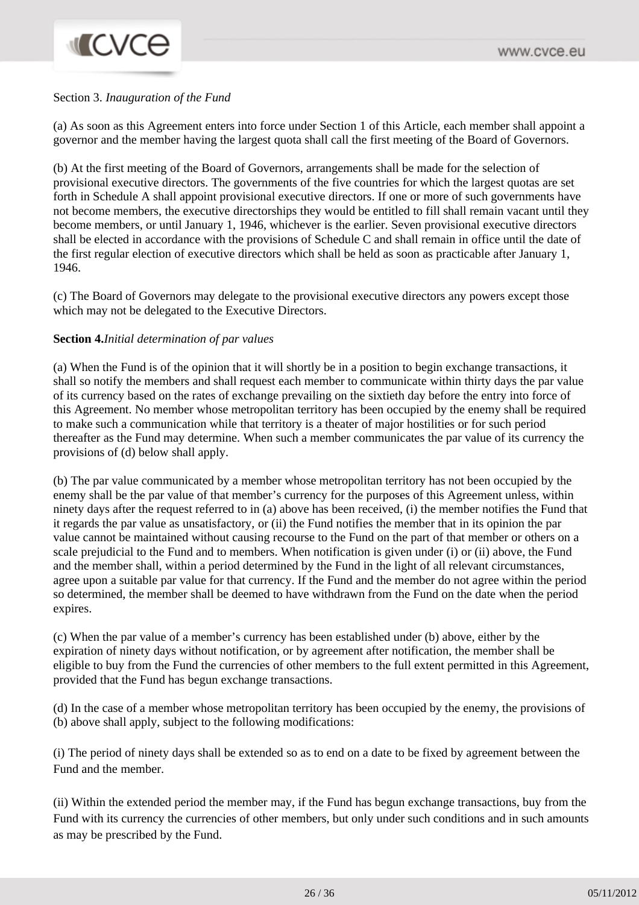Section 3. *Inauguration of the Fund*

(a) As soon as this Agreement enters into force under Section 1 of this Article, each member shall appoint a governor and the member having the largest quota shall call the first meeting of the Board of Governors.

(b) At the first meeting of the Board of Governors, arrangements shall be made for the selection of provisional executive directors. The governments of the five countries for which the largest quotas are set forth in Schedule A shall appoint provisional executive directors. If one or more of such governments have not become members, the executive directorships they would be entitled to fill shall remain vacant until they become members, or until January 1, 1946, whichever is the earlier. Seven provisional executive directors shall be elected in accordance with the provisions of Schedule C and shall remain in office until the date of the first regular election of executive directors which shall be held as soon as practicable after January 1, 1946.

(c) The Board of Governors may delegate to the provisional executive directors any powers except those which may not be delegated to the Executive Directors.

**Section 4.***Initial determination of par values*

(a) When the Fund is of the opinion that it will shortly be in a position to begin exchange transactions, it shall so notify the members and shall request each member to communicate within thirty days the par value of its currency based on the rates of exchange prevailing on the sixtieth day before the entry into force of this Agreement. No member whose metropolitan territory has been occupied by the enemy shall be required to make such a communication while that territory is a theater of major hostilities or for such period thereafter as the Fund may determine. When such a member communicates the par value of its currency the provisions of (d) below shall apply.

(b) The par value communicated by a member whose metropolitan territory has not been occupied by the enemy shall be the par value of that member's currency for the purposes of this Agreement unless, within ninety days after the request referred to in (a) above has been received, (i) the member notifies the Fund that it regards the par value as unsatisfactory, or (ii) the Fund notifies the member that in its opinion the par value cannot be maintained without causing recourse to the Fund on the part of that member or others on a scale prejudicial to the Fund and to members. When notification is given under (i) or (ii) above, the Fund and the member shall, within a period determined by the Fund in the light of all relevant circumstances, agree upon a suitable par value for that currency. If the Fund and the member do not agree within the period so determined, the member shall be deemed to have withdrawn from the Fund on the date when the period expires.

(c) When the par value of a member's currency has been established under (b) above, either by the expiration of ninety days without notification, or by agreement after notification, the member shall be eligible to buy from the Fund the currencies of other members to the full extent permitted in this Agreement, provided that the Fund has begun exchange transactions.

(d) In the case of a member whose metropolitan territory has been occupied by the enemy, the provisions of (b) above shall apply, subject to the following modifications:

(i) The period of ninety days shall be extended so as to end on a date to be fixed by agreement between the Fund and the member.

(ii) Within the extended period the member may, if the Fund has begun exchange transactions, buy from the Fund with its currency the currencies of other members, but only under such conditions and in such amounts as may be prescribed by the Fund.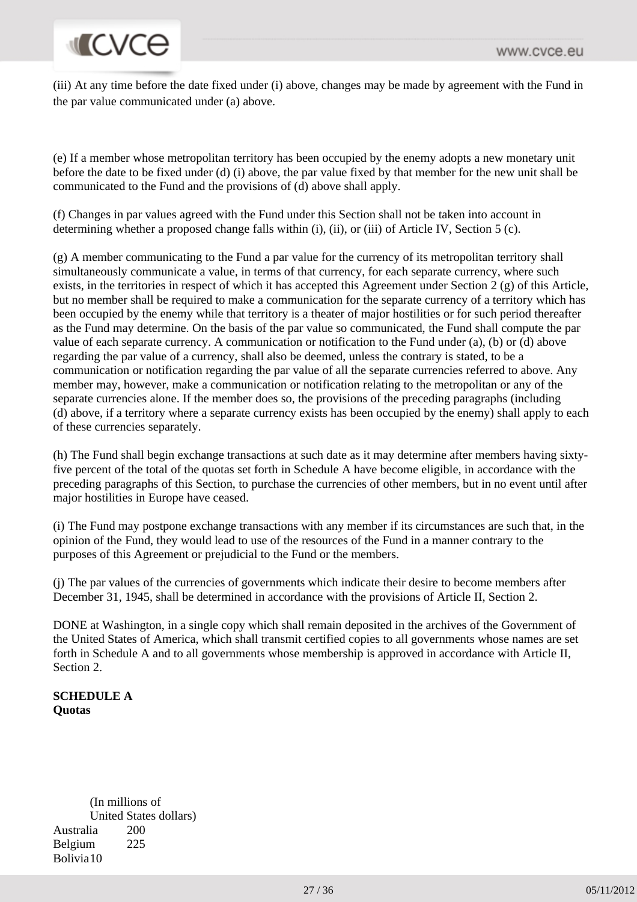(iii) At any time before the date fixed under (i) above, changes may be made by agreement with the Fund in the par value communicated under (a) above.

(e) If a member whose metropolitan territory has been occupied by the enemy adopts a new monetary unit before the date to be fixed under (d) (i) above, the par value fixed by that member for the new unit shall be communicated to the Fund and the provisions of (d) above shall apply.

(f) Changes in par values agreed with the Fund under this Section shall not be taken into account in determining whether a proposed change falls within (i), (ii), or (iii) of Article IV, Section 5 (c).

(g) A member communicating to the Fund a par value for the currency of its metropolitan territory shall simultaneously communicate a value, in terms of that currency, for each separate currency, where such exists, in the territories in respect of which it has accepted this Agreement under Section 2 (g) of this Article, but no member shall be required to make a communication for the separate currency of a territory which has been occupied by the enemy while that territory is a theater of major hostilities or for such period thereafter as the Fund may determine. On the basis of the par value so communicated, the Fund shall compute the par value of each separate currency. A communication or notification to the Fund under (a), (b) or (d) above regarding the par value of a currency, shall also be deemed, unless the contrary is stated, to be a communication or notification regarding the par value of all the separate currencies referred to above. Any member may, however, make a communication or notification relating to the metropolitan or any of the separate currencies alone. If the member does so, the provisions of the preceding paragraphs (including (d) above, if a territory where a separate currency exists has been occupied by the enemy) shall apply to each of these currencies separately.

(h) The Fund shall begin exchange transactions at such date as it may determine after members having sixty-five percent of the total of the quotas set forth in Schedule A have become eligible, in accordance with the preceding paragraphs of this Section, to purchase the currencies of other members, but in no event until after major hostilities in Europe have ceased.

(i) The Fund may postpone exchange transactions with any member if its circumstances are such that, in the opinion of the Fund, they would lead to use of the resources of the Fund in a manner contrary to the purposes of this Agreement or prejudicial to the Fund or the members.

(j) The par values of the currencies of governments which indicate their desire to become members after December 31, 1945, shall be determined in accordance with the provisions of Article II, Section 2.

DONE at Washington, in a single copy which shall remain deposited in the archives of the Government of the United States of America, which shall transmit certified copies to all governments whose names are set forth in Schedule A and to all governments whose membership is approved in accordance with Article II, Section 2.

**SCHEDULE A**
**Quotas**

| | (In millions of United States dollars) |
|---|---|
| Australia | 200 |
| Belgium | 225 |
| Bolivia | 10 |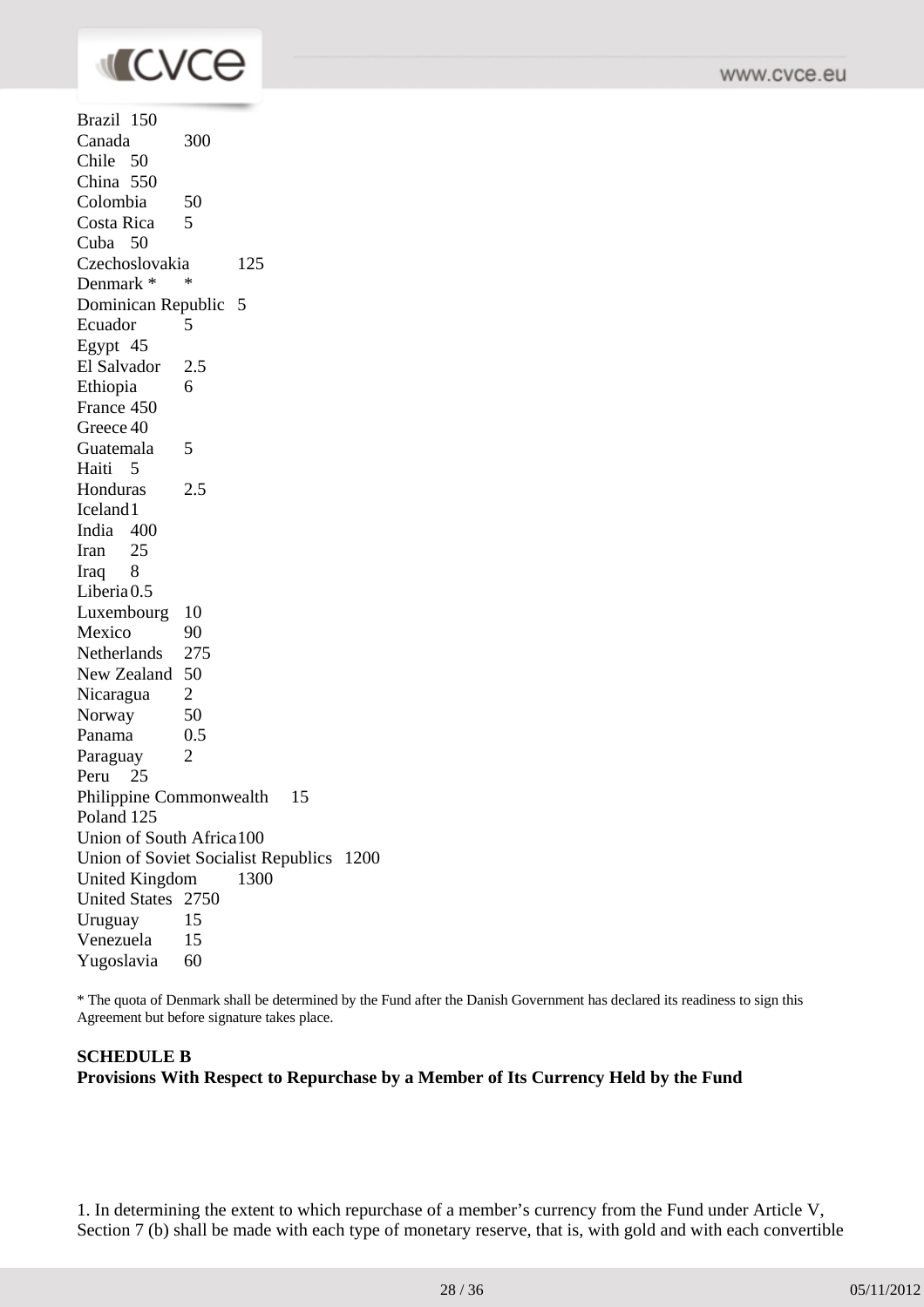| | |
|---|---|
| Brazil | 150 |
| Canada | 300 |
| Chile | 50 |
| China | 550 |
| Colombia | 50 |
| Costa Rica | 5 |
| Cuba | 50 |
| Czechoslovakia | 125 |
| Denmark * | * |
| Dominican Republic | 5 |
| Ecuador | 5 |
| Egypt | 45 |
| El Salvador | 2.5 |
| Ethiopia | 6 |
| France | 450 |
| Greece | 40 |
| Guatemala | 5 |
| Haiti | 5 |
| Honduras | 2.5 |
| Iceland | 1 |
| India | 400 |
| Iran | 25 |
| Iraq | 8 |
| Liberia | 0.5 |
| Luxembourg | 10 |
| Mexico | 90 |
| Netherlands | 275 |
| New Zealand | 50 |
| Nicaragua | 2 |
| Norway | 50 |
| Panama | 0.5 |
| Paraguay | 2 |
| Peru | 25 |
| Philippine Commonwealth | 15 |
| Poland | 125 |
| Union of South Africa | 100 |
| Union of Soviet Socialist Republics | 1200 |
| United Kingdom | 1300 |
| United States | 2750 |
| Uruguay | 15 |
| Venezuela | 15 |
| Yugoslavia | 60 |

* The quota of Denmark shall be determined by the Fund after the Danish Government has declared its readiness to sign this Agreement but before signature takes place.

**SCHEDULE B**
**Provisions With Respect to Repurchase by a Member of Its Currency Held by the Fund**

1. In determining the extent to which repurchase of a member's currency from the Fund under Article V, Section 7 (b) shall be made with each type of monetary reserve, that is, with gold and with each convertible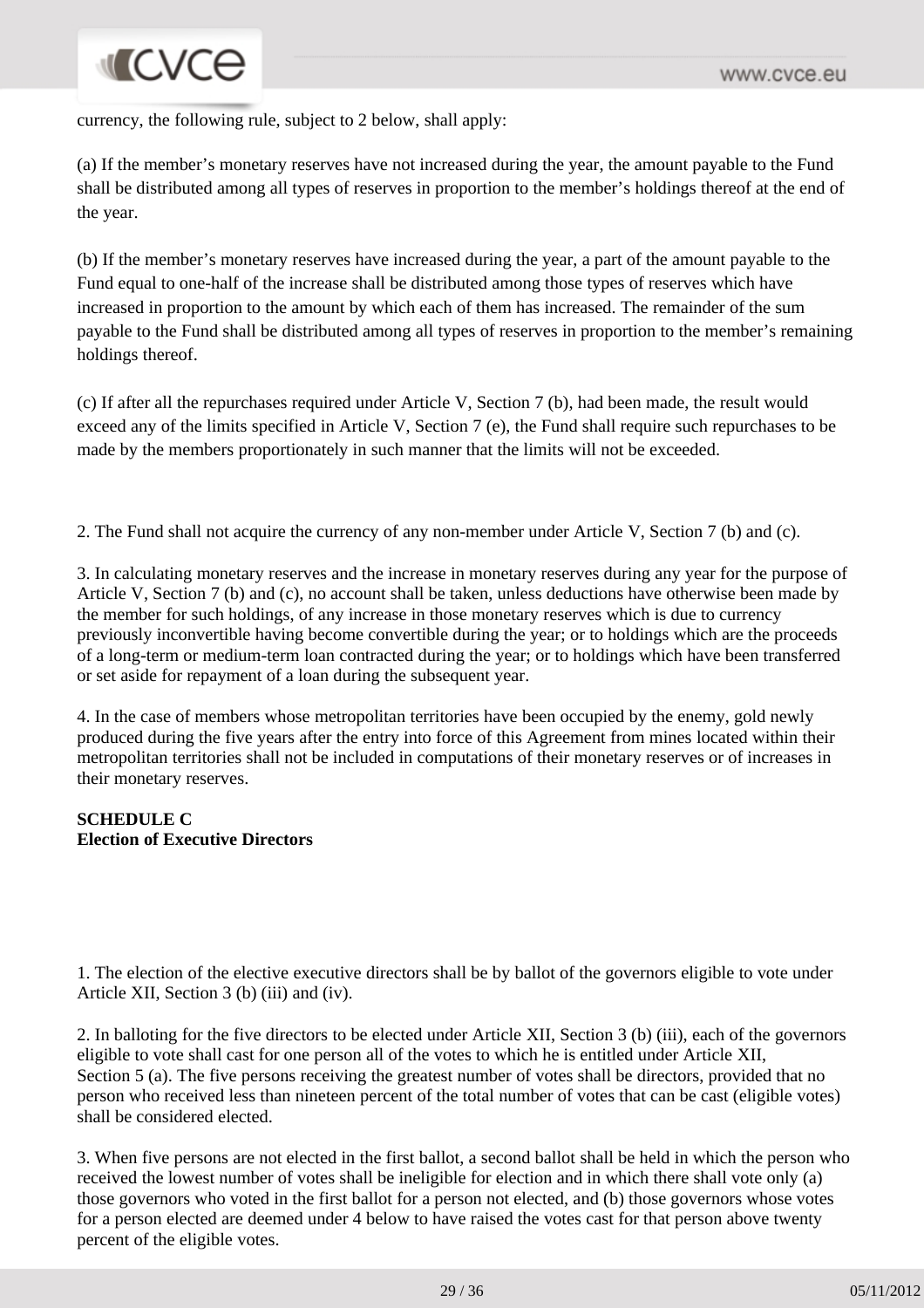currency, the following rule, subject to 2 below, shall apply:

(a) If the member's monetary reserves have not increased during the year, the amount payable to the Fund shall be distributed among all types of reserves in proportion to the member's holdings thereof at the end of the year.

(b) If the member's monetary reserves have increased during the year, a part of the amount payable to the Fund equal to one-half of the increase shall be distributed among those types of reserves which have increased in proportion to the amount by which each of them has increased. The remainder of the sum payable to the Fund shall be distributed among all types of reserves in proportion to the member's remaining holdings thereof.

(c) If after all the repurchases required under Article V, Section 7 (b), had been made, the result would exceed any of the limits specified in Article V, Section 7 (e), the Fund shall require such repurchases to be made by the members proportionately in such manner that the limits will not be exceeded.

2. The Fund shall not acquire the currency of any non-member under Article V, Section 7 (b) and (c).

3. In calculating monetary reserves and the increase in monetary reserves during any year for the purpose of Article V, Section 7 (b) and (c), no account shall be taken, unless deductions have otherwise been made by the member for such holdings, of any increase in those monetary reserves which is due to currency previously inconvertible having become convertible during the year; or to holdings which are the proceeds of a long-term or medium-term loan contracted during the year; or to holdings which have been transferred or set aside for repayment of a loan during the subsequent year.

4. In the case of members whose metropolitan territories have been occupied by the enemy, gold newly produced during the five years after the entry into force of this Agreement from mines located within their metropolitan territories shall not be included in computations of their monetary reserves or of increases in their monetary reserves.

**SCHEDULE C**
**Election of Executive Directors**

1. The election of the elective executive directors shall be by ballot of the governors eligible to vote under Article XII, Section 3 (b) (iii) and (iv).

2. In balloting for the five directors to be elected under Article XII, Section 3 (b) (iii), each of the governors eligible to vote shall cast for one person all of the votes to which he is entitled under Article XII, Section 5 (a). The five persons receiving the greatest number of votes shall be directors, provided that no person who received less than nineteen percent of the total number of votes that can be cast (eligible votes) shall be considered elected.

3. When five persons are not elected in the first ballot, a second ballot shall be held in which the person who received the lowest number of votes shall be ineligible for election and in which there shall vote only (a) those governors who voted in the first ballot for a person not elected, and (b) those governors whose votes for a person elected are deemed under 4 below to have raised the votes cast for that person above twenty percent of the eligible votes.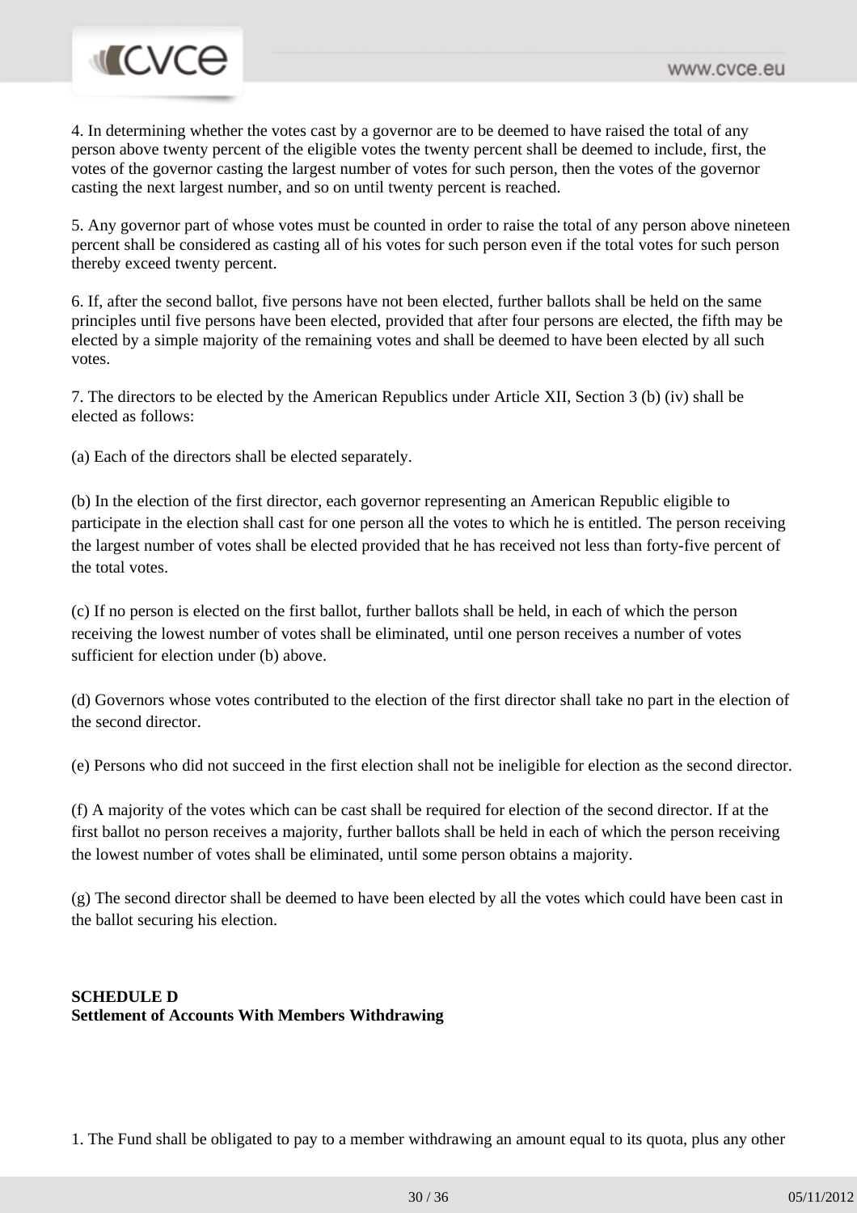4. In determining whether the votes cast by a governor are to be deemed to have raised the total of any person above twenty percent of the eligible votes the twenty percent shall be deemed to include, first, the votes of the governor casting the largest number of votes for such person, then the votes of the governor casting the next largest number, and so on until twenty percent is reached.

5. Any governor part of whose votes must be counted in order to raise the total of any person above nineteen percent shall be considered as casting all of his votes for such person even if the total votes for such person thereby exceed twenty percent.

6. If, after the second ballot, five persons have not been elected, further ballots shall be held on the same principles until five persons have been elected, provided that after four persons are elected, the fifth may be elected by a simple majority of the remaining votes and shall be deemed to have been elected by all such votes.

7. The directors to be elected by the American Republics under Article XII, Section 3 (b) (iv) shall be elected as follows:

(a) Each of the directors shall be elected separately.

(b) In the election of the first director, each governor representing an American Republic eligible to participate in the election shall cast for one person all the votes to which he is entitled. The person receiving the largest number of votes shall be elected provided that he has received not less than forty-five percent of the total votes.

(c) If no person is elected on the first ballot, further ballots shall be held, in each of which the person receiving the lowest number of votes shall be eliminated, until one person receives a number of votes sufficient for election under (b) above.

(d) Governors whose votes contributed to the election of the first director shall take no part in the election of the second director.

(e) Persons who did not succeed in the first election shall not be ineligible for election as the second director.

(f) A majority of the votes which can be cast shall be required for election of the second director. If at the first ballot no person receives a majority, further ballots shall be held in each of which the person receiving the lowest number of votes shall be eliminated, until some person obtains a majority.

(g) The second director shall be deemed to have been elected by all the votes which could have been cast in the ballot securing his election.

**SCHEDULE D**
**Settlement of Accounts With Members Withdrawing**

1. The Fund shall be obligated to pay to a member withdrawing an amount equal to its quota, plus any other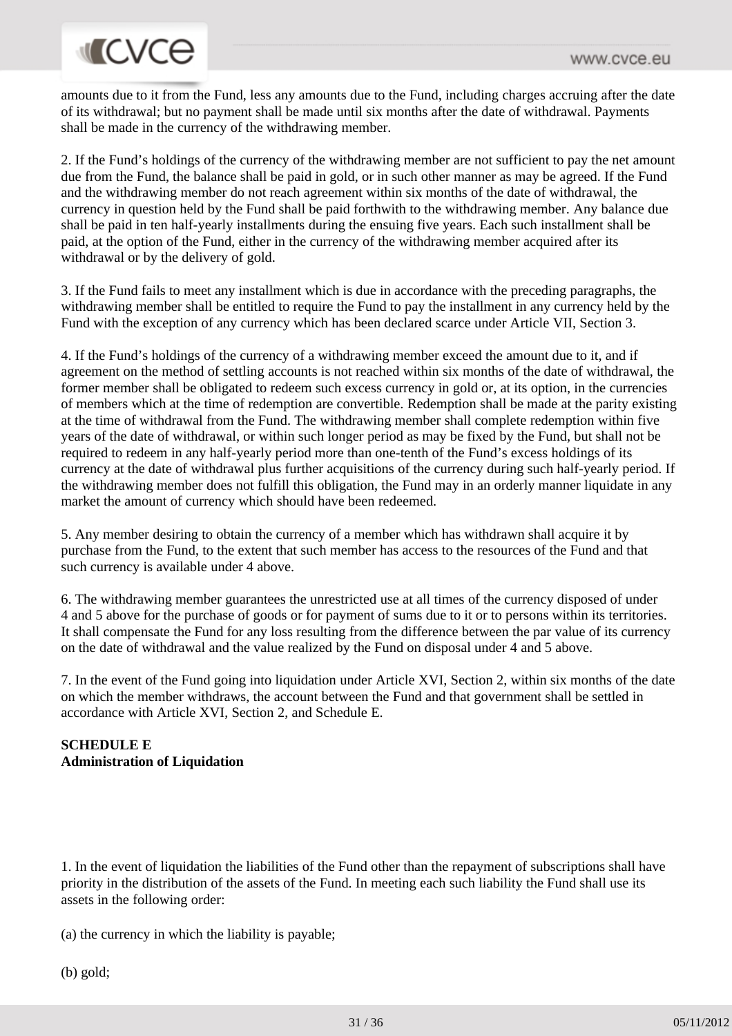amounts due to it from the Fund, less any amounts due to the Fund, including charges accruing after the date of its withdrawal; but no payment shall be made until six months after the date of withdrawal. Payments shall be made in the currency of the withdrawing member.

2. If the Fund's holdings of the currency of the withdrawing member are not sufficient to pay the net amount due from the Fund, the balance shall be paid in gold, or in such other manner as may be agreed. If the Fund and the withdrawing member do not reach agreement within six months of the date of withdrawal, the currency in question held by the Fund shall be paid forthwith to the withdrawing member. Any balance due shall be paid in ten half-yearly installments during the ensuing five years. Each such installment shall be paid, at the option of the Fund, either in the currency of the withdrawing member acquired after its withdrawal or by the delivery of gold.

3. If the Fund fails to meet any installment which is due in accordance with the preceding paragraphs, the withdrawing member shall be entitled to require the Fund to pay the installment in any currency held by the Fund with the exception of any currency which has been declared scarce under Article VII, Section 3.

4. If the Fund's holdings of the currency of a withdrawing member exceed the amount due to it, and if agreement on the method of settling accounts is not reached within six months of the date of withdrawal, the former member shall be obligated to redeem such excess currency in gold or, at its option, in the currencies of members which at the time of redemption are convertible. Redemption shall be made at the parity existing at the time of withdrawal from the Fund. The withdrawing member shall complete redemption within five years of the date of withdrawal, or within such longer period as may be fixed by the Fund, but shall not be required to redeem in any half-yearly period more than one-tenth of the Fund's excess holdings of its currency at the date of withdrawal plus further acquisitions of the currency during such half-yearly period. If the withdrawing member does not fulfill this obligation, the Fund may in an orderly manner liquidate in any market the amount of currency which should have been redeemed.

5. Any member desiring to obtain the currency of a member which has withdrawn shall acquire it by purchase from the Fund, to the extent that such member has access to the resources of the Fund and that such currency is available under 4 above.

6. The withdrawing member guarantees the unrestricted use at all times of the currency disposed of under 4 and 5 above for the purchase of goods or for payment of sums due to it or to persons within its territories. It shall compensate the Fund for any loss resulting from the difference between the par value of its currency on the date of withdrawal and the value realized by the Fund on disposal under 4 and 5 above.

7. In the event of the Fund going into liquidation under Article XVI, Section 2, within six months of the date on which the member withdraws, the account between the Fund and that government shall be settled in accordance with Article XVI, Section 2, and Schedule E.

**SCHEDULE E**
**Administration of Liquidation**

1. In the event of liquidation the liabilities of the Fund other than the repayment of subscriptions shall have priority in the distribution of the assets of the Fund. In meeting each such liability the Fund shall use its assets in the following order:

(a) the currency in which the liability is payable;

(b) gold;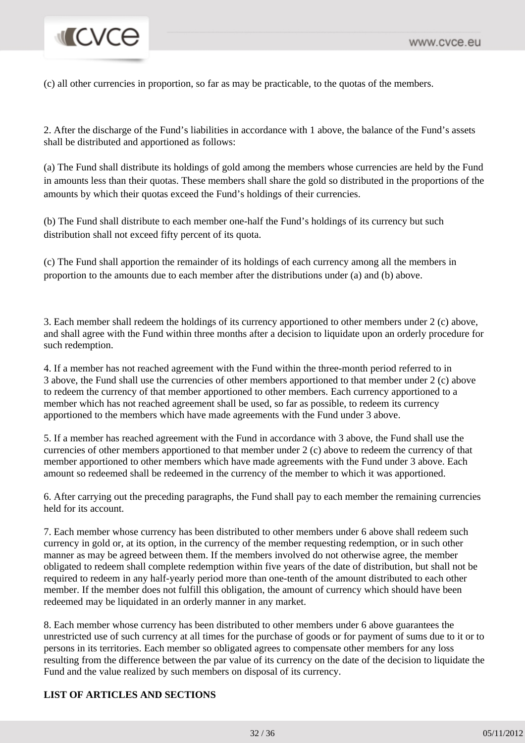(c) all other currencies in proportion, so far as may be practicable, to the quotas of the members.

2. After the discharge of the Fund's liabilities in accordance with 1 above, the balance of the Fund's assets shall be distributed and apportioned as follows:

(a) The Fund shall distribute its holdings of gold among the members whose currencies are held by the Fund in amounts less than their quotas. These members shall share the gold so distributed in the proportions of the amounts by which their quotas exceed the Fund's holdings of their currencies.

(b) The Fund shall distribute to each member one-half the Fund's holdings of its currency but such distribution shall not exceed fifty percent of its quota.

(c) The Fund shall apportion the remainder of its holdings of each currency among all the members in proportion to the amounts due to each member after the distributions under (a) and (b) above.

3. Each member shall redeem the holdings of its currency apportioned to other members under 2 (c) above, and shall agree with the Fund within three months after a decision to liquidate upon an orderly procedure for such redemption.

4. If a member has not reached agreement with the Fund within the three-month period referred to in 3 above, the Fund shall use the currencies of other members apportioned to that member under 2 (c) above to redeem the currency of that member apportioned to other members. Each currency apportioned to a member which has not reached agreement shall be used, so far as possible, to redeem its currency apportioned to the members which have made agreements with the Fund under 3 above.

5. If a member has reached agreement with the Fund in accordance with 3 above, the Fund shall use the currencies of other members apportioned to that member under 2 (c) above to redeem the currency of that member apportioned to other members which have made agreements with the Fund under 3 above. Each amount so redeemed shall be redeemed in the currency of the member to which it was apportioned.

6. After carrying out the preceding paragraphs, the Fund shall pay to each member the remaining currencies held for its account.

7. Each member whose currency has been distributed to other members under 6 above shall redeem such currency in gold or, at its option, in the currency of the member requesting redemption, or in such other manner as may be agreed between them. If the members involved do not otherwise agree, the member obligated to redeem shall complete redemption within five years of the date of distribution, but shall not be required to redeem in any half-yearly period more than one-tenth of the amount distributed to each other member. If the member does not fulfill this obligation, the amount of currency which should have been redeemed may be liquidated in an orderly manner in any market.

8. Each member whose currency has been distributed to other members under 6 above guarantees the unrestricted use of such currency at all times for the purchase of goods or for payment of sums due to it or to persons in its territories. Each member so obligated agrees to compensate other members for any loss resulting from the difference between the par value of its currency on the date of the decision to liquidate the Fund and the value realized by such members on disposal of its currency.

**LIST OF ARTICLES AND SECTIONS**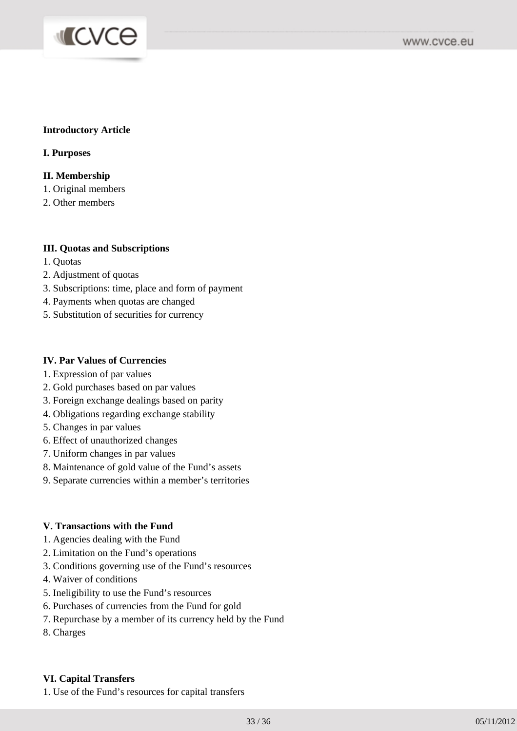**Introductory Article**

**I. Purposes**

**II. Membership**

1. Original members
2. Other members

**III. Quotas and Subscriptions**

1. Quotas
2. Adjustment of quotas
3. Subscriptions: time, place and form of payment
4. Payments when quotas are changed
5. Substitution of securities for currency

**IV. Par Values of Currencies**

1. Expression of par values
2. Gold purchases based on par values
3. Foreign exchange dealings based on parity
4. Obligations regarding exchange stability
5. Changes in par values
6. Effect of unauthorized changes
7. Uniform changes in par values
8. Maintenance of gold value of the Fund's assets
9. Separate currencies within a member's territories

**V. Transactions with the Fund**

1. Agencies dealing with the Fund
2. Limitation on the Fund's operations
3. Conditions governing use of the Fund's resources
4. Waiver of conditions
5. Ineligibility to use the Fund's resources
6. Purchases of currencies from the Fund for gold
7. Repurchase by a member of its currency held by the Fund
8. Charges

**VI. Capital Transfers**

1. Use of the Fund's resources for capital transfers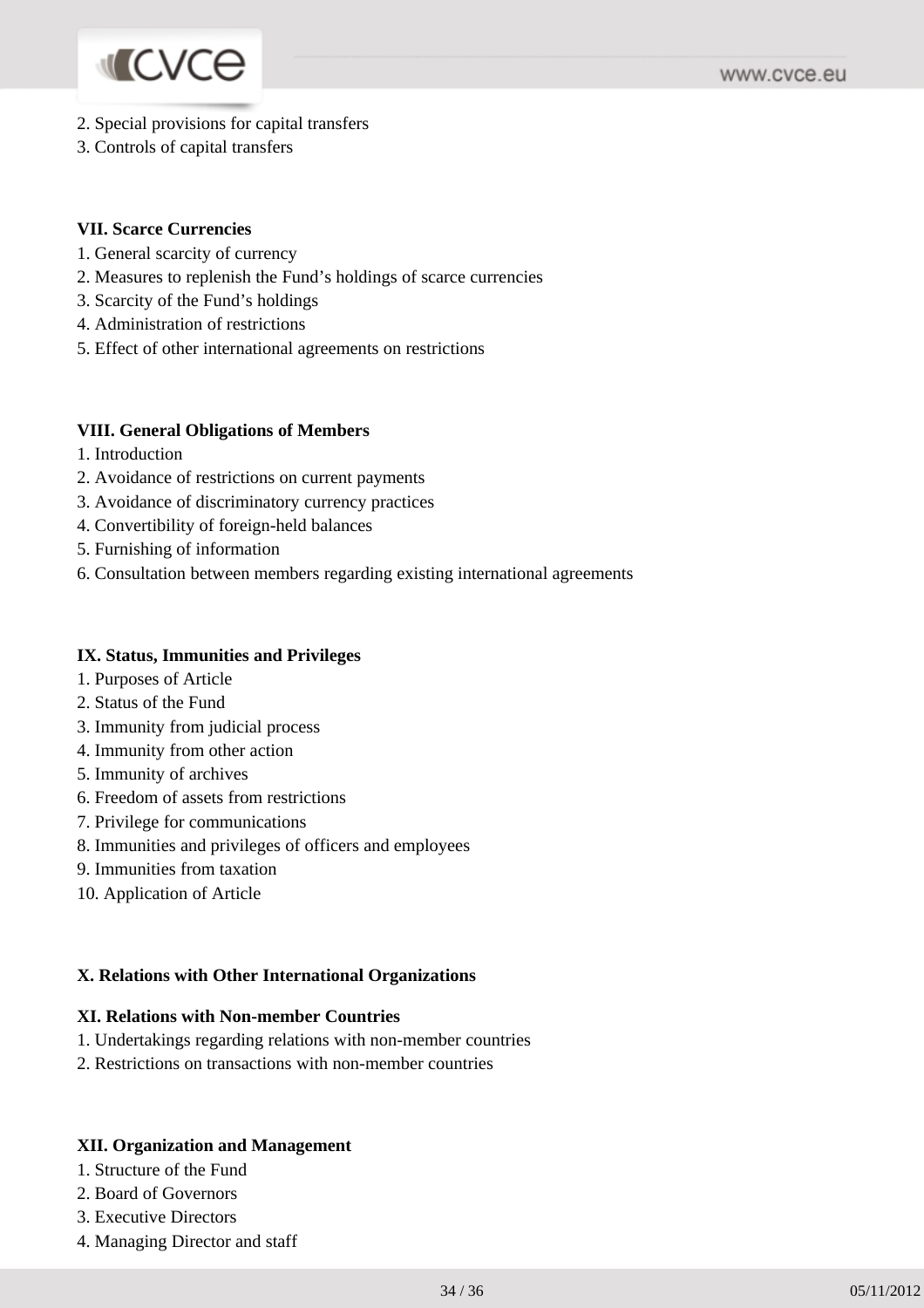2. Special provisions for capital transfers
3. Controls of capital transfers

**VII. Scarce Currencies**

1. General scarcity of currency
2. Measures to replenish the Fund's holdings of scarce currencies
3. Scarcity of the Fund's holdings
4. Administration of restrictions
5. Effect of other international agreements on restrictions

**VIII. General Obligations of Members**

1. Introduction
2. Avoidance of restrictions on current payments
3. Avoidance of discriminatory currency practices
4. Convertibility of foreign-held balances
5. Furnishing of information
6. Consultation between members regarding existing international agreements

**IX. Status, Immunities and Privileges**

1. Purposes of Article
2. Status of the Fund
3. Immunity from judicial process
4. Immunity from other action
5. Immunity of archives
6. Freedom of assets from restrictions
7. Privilege for communications
8. Immunities and privileges of officers and employees
9. Immunities from taxation
10. Application of Article

**X. Relations with Other International Organizations**

**XI. Relations with Non-member Countries**

1. Undertakings regarding relations with non-member countries
2. Restrictions on transactions with non-member countries

**XII. Organization and Management**

1. Structure of the Fund
2. Board of Governors
3. Executive Directors
4. Managing Director and staff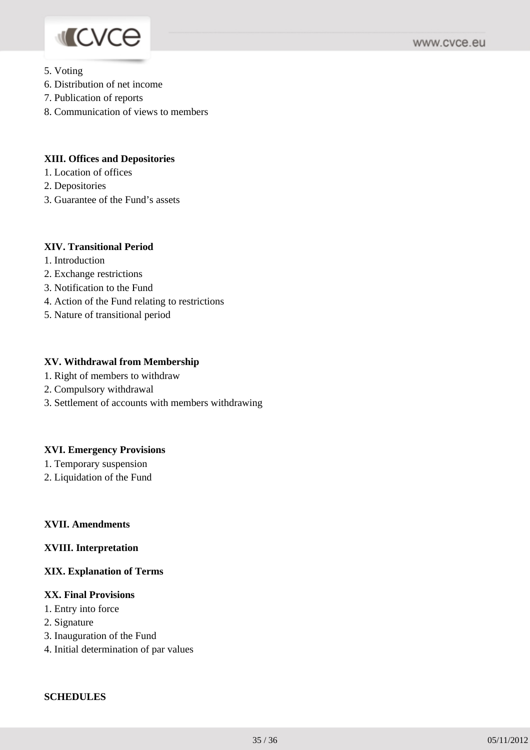5. Voting
6. Distribution of net income
7. Publication of reports
8. Communication of views to members

**XIII. Offices and Depositories**

1. Location of offices
2. Depositories
3. Guarantee of the Fund's assets

**XIV. Transitional Period**

1. Introduction
2. Exchange restrictions
3. Notification to the Fund
4. Action of the Fund relating to restrictions
5. Nature of transitional period

**XV. Withdrawal from Membership**

1. Right of members to withdraw
2. Compulsory withdrawal
3. Settlement of accounts with members withdrawing

**XVI. Emergency Provisions**

1. Temporary suspension
2. Liquidation of the Fund

**XVII. Amendments**

**XVIII. Interpretation**

**XIX. Explanation of Terms**

**XX. Final Provisions**

1. Entry into force
2. Signature
3. Inauguration of the Fund
4. Initial determination of par values

**SCHEDULES**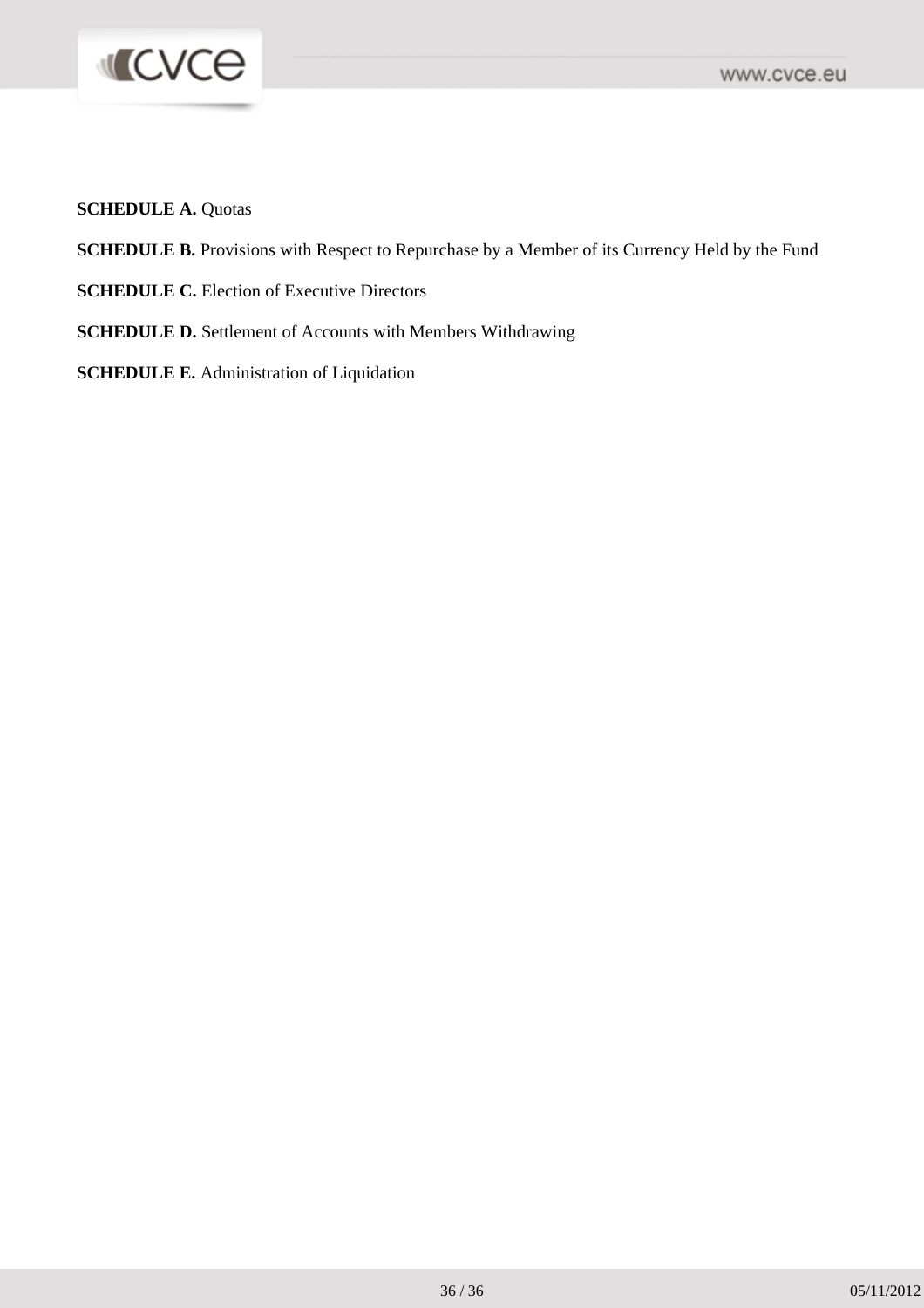**SCHEDULE A.** Quotas

**SCHEDULE B.** Provisions with Respect to Repurchase by a Member of its Currency Held by the Fund

**SCHEDULE C.** Election of Executive Directors

**SCHEDULE D.** Settlement of Accounts with Members Withdrawing

**SCHEDULE E.** Administration of Liquidation